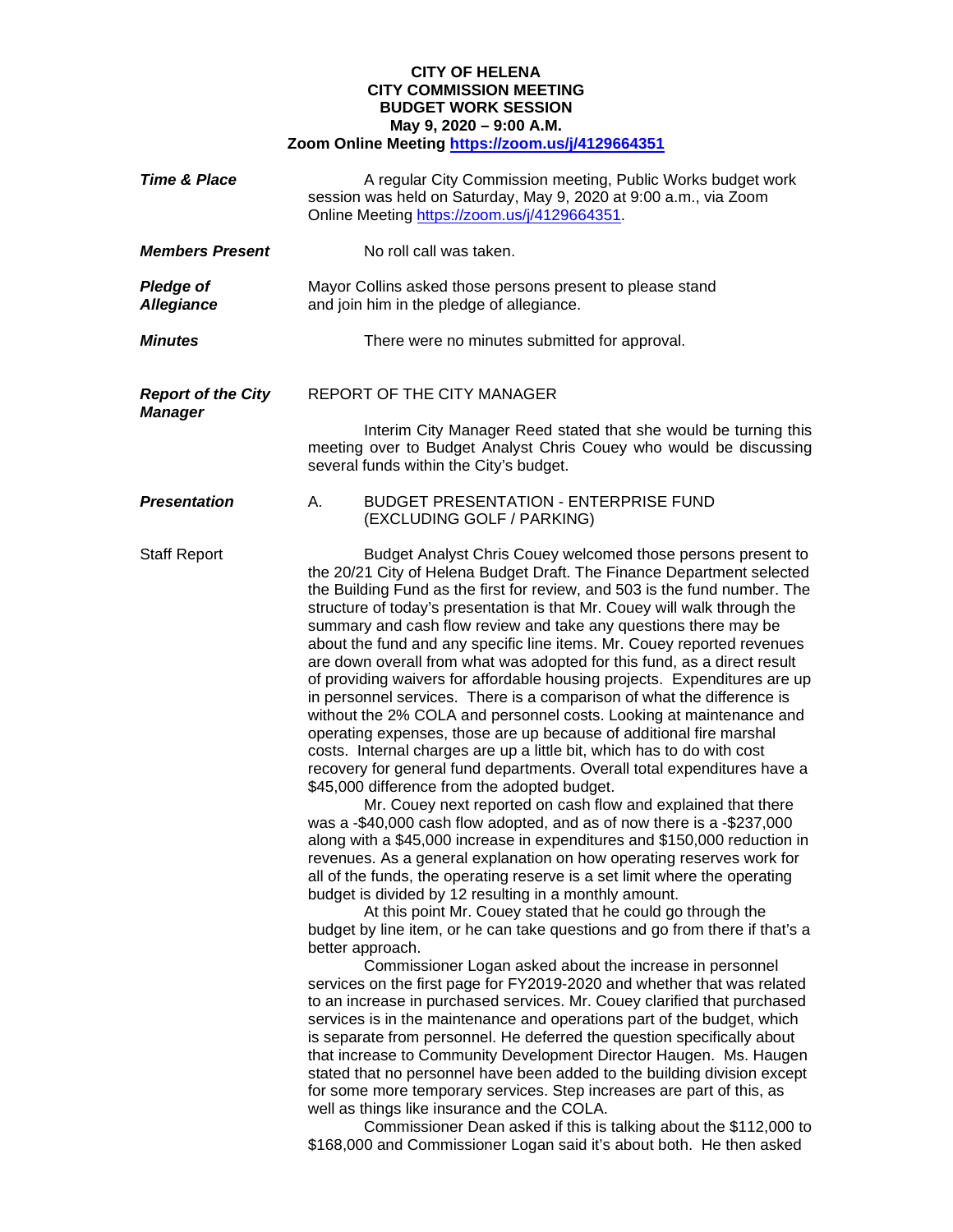**CITY OF HELENA**
**CITY COMMISSION MEETING**
**BUDGET WORK SESSION**
**May 9, 2020 – 9:00 A.M.**
**Zoom Online Meeting [https://zoom.us/j/4129664351](https://zoom.us/j/4129664351)**

***Time & Place***

A regular City Commission meeting, Public Works budget work session was held on Saturday, May 9, 2020 at 9:00 a.m., via Zoom Online Meeting [https://zoom.us/j/4129664351](https://zoom.us/j/4129664351).

***Members Present***

No roll call was taken.

***Pledge of Allegiance***

Mayor Collins asked those persons present to please stand and join him in the pledge of allegiance.

***Minutes***

There were no minutes submitted for approval.

***Report of the City Manager***

REPORT OF THE CITY MANAGER

Interim City Manager Reed stated that she would be turning this meeting over to Budget Analyst Chris Couey who would be discussing several funds within the City's budget.

***Presentation***

A. BUDGET PRESENTATION - ENTERPRISE FUND (EXCLUDING GOLF / PARKING)

Staff Report

Budget Analyst Chris Couey welcomed those persons present to the 20/21 City of Helena Budget Draft. The Finance Department selected the Building Fund as the first for review, and 503 is the fund number. The structure of today's presentation is that Mr. Couey will walk through the summary and cash flow review and take any questions there may be about the fund and any specific line items. Mr. Couey reported revenues are down overall from what was adopted for this fund, as a direct result of providing waivers for affordable housing projects. Expenditures are up in personnel services. There is a comparison of what the difference is without the 2% COLA and personnel costs. Looking at maintenance and operating expenses, those are up because of additional fire marshal costs. Internal charges are up a little bit, which has to do with cost recovery for general fund departments. Overall total expenditures have a $45,000 difference from the adopted budget.

Mr. Couey next reported on cash flow and explained that there was a -$40,000 cash flow adopted, and as of now there is a -$237,000 along with a $45,000 increase in expenditures and $150,000 reduction in revenues. As a general explanation on how operating reserves work for all of the funds, the operating reserve is a set limit where the operating budget is divided by 12 resulting in a monthly amount.

At this point Mr. Couey stated that he could go through the budget by line item, or he can take questions and go from there if that's a better approach.

Commissioner Logan asked about the increase in personnel services on the first page for FY2019-2020 and whether that was related to an increase in purchased services. Mr. Couey clarified that purchased services is in the maintenance and operations part of the budget, which is separate from personnel. He deferred the question specifically about that increase to Community Development Director Haugen. Ms. Haugen stated that no personnel have been added to the building division except for some more temporary services. Step increases are part of this, as well as things like insurance and the COLA.

Commissioner Dean asked if this is talking about the $112,000 to $168,000 and Commissioner Logan said it's about both. He then asked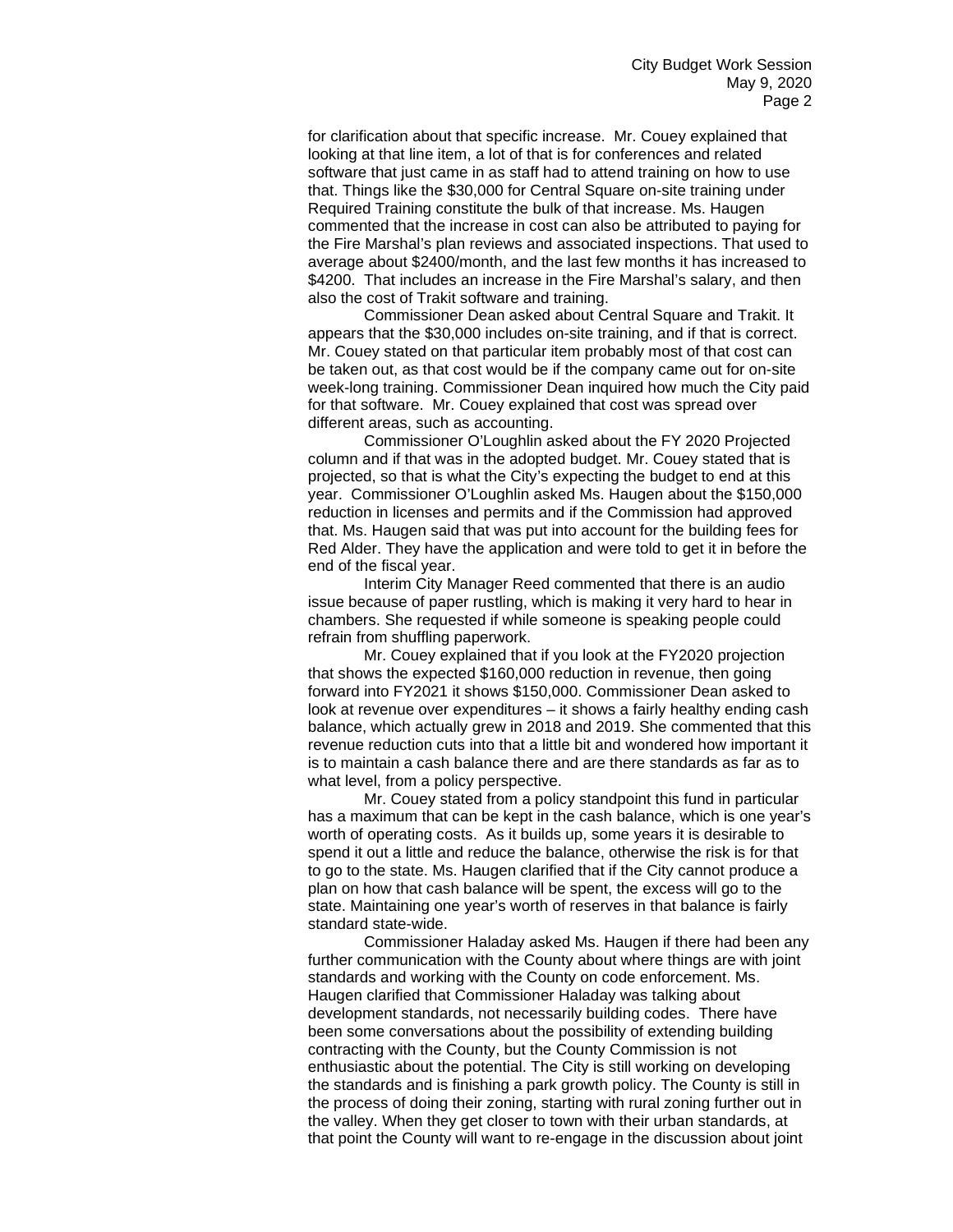for clarification about that specific increase. Mr. Couey explained that looking at that line item, a lot of that is for conferences and related software that just came in as staff had to attend training on how to use that. Things like the $30,000 for Central Square on-site training under Required Training constitute the bulk of that increase. Ms. Haugen commented that the increase in cost can also be attributed to paying for the Fire Marshal's plan reviews and associated inspections. That used to average about $2400/month, and the last few months it has increased to $4200. That includes an increase in the Fire Marshal's salary, and then also the cost of Trakit software and training.

Commissioner Dean asked about Central Square and Trakit. It appears that the $30,000 includes on-site training, and if that is correct. Mr. Couey stated on that particular item probably most of that cost can be taken out, as that cost would be if the company came out for on-site week-long training. Commissioner Dean inquired how much the City paid for that software. Mr. Couey explained that cost was spread over different areas, such as accounting.

Commissioner O'Loughlin asked about the FY 2020 Projected column and if that was in the adopted budget. Mr. Couey stated that is projected, so that is what the City's expecting the budget to end at this year. Commissioner O'Loughlin asked Ms. Haugen about the $150,000 reduction in licenses and permits and if the Commission had approved that. Ms. Haugen said that was put into account for the building fees for Red Alder. They have the application and were told to get it in before the end of the fiscal year.

Interim City Manager Reed commented that there is an audio issue because of paper rustling, which is making it very hard to hear in chambers. She requested if while someone is speaking people could refrain from shuffling paperwork.

Mr. Couey explained that if you look at the FY2020 projection that shows the expected $160,000 reduction in revenue, then going forward into FY2021 it shows $150,000. Commissioner Dean asked to look at revenue over expenditures – it shows a fairly healthy ending cash balance, which actually grew in 2018 and 2019. She commented that this revenue reduction cuts into that a little bit and wondered how important it is to maintain a cash balance there and are there standards as far as to what level, from a policy perspective.

Mr. Couey stated from a policy standpoint this fund in particular has a maximum that can be kept in the cash balance, which is one year's worth of operating costs. As it builds up, some years it is desirable to spend it out a little and reduce the balance, otherwise the risk is for that to go to the state. Ms. Haugen clarified that if the City cannot produce a plan on how that cash balance will be spent, the excess will go to the state. Maintaining one year's worth of reserves in that balance is fairly standard state-wide.

Commissioner Haladay asked Ms. Haugen if there had been any further communication with the County about where things are with joint standards and working with the County on code enforcement. Ms. Haugen clarified that Commissioner Haladay was talking about development standards, not necessarily building codes. There have been some conversations about the possibility of extending building contracting with the County, but the County Commission is not enthusiastic about the potential. The City is still working on developing the standards and is finishing a park growth policy. The County is still in the process of doing their zoning, starting with rural zoning further out in the valley. When they get closer to town with their urban standards, at that point the County will want to re-engage in the discussion about joint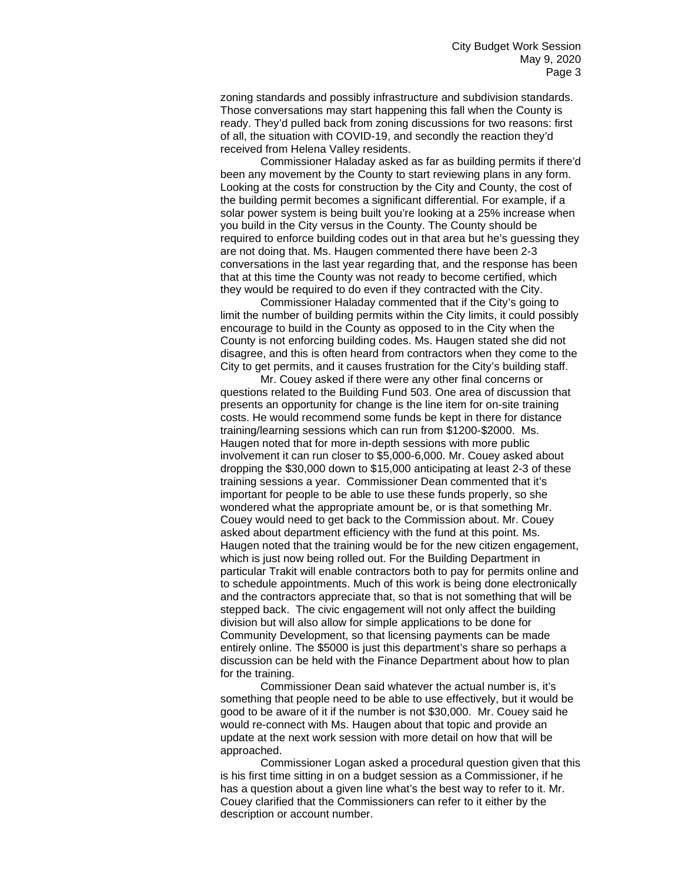zoning standards and possibly infrastructure and subdivision standards. Those conversations may start happening this fall when the County is ready. They'd pulled back from zoning discussions for two reasons: first of all, the situation with COVID-19, and secondly the reaction they'd received from Helena Valley residents.

Commissioner Haladay asked as far as building permits if there'd been any movement by the County to start reviewing plans in any form. Looking at the costs for construction by the City and County, the cost of the building permit becomes a significant differential. For example, if a solar power system is being built you're looking at a 25% increase when you build in the City versus in the County. The County should be required to enforce building codes out in that area but he's guessing they are not doing that. Ms. Haugen commented there have been 2-3 conversations in the last year regarding that, and the response has been that at this time the County was not ready to become certified, which they would be required to do even if they contracted with the City.

Commissioner Haladay commented that if the City's going to limit the number of building permits within the City limits, it could possibly encourage to build in the County as opposed to in the City when the County is not enforcing building codes. Ms. Haugen stated she did not disagree, and this is often heard from contractors when they come to the City to get permits, and it causes frustration for the City's building staff.

Mr. Couey asked if there were any other final concerns or questions related to the Building Fund 503. One area of discussion that presents an opportunity for change is the line item for on-site training costs. He would recommend some funds be kept in there for distance training/learning sessions which can run from $1200-$2000. Ms. Haugen noted that for more in-depth sessions with more public involvement it can run closer to $5,000-6,000. Mr. Couey asked about dropping the $30,000 down to $15,000 anticipating at least 2-3 of these training sessions a year. Commissioner Dean commented that it's important for people to be able to use these funds properly, so she wondered what the appropriate amount be, or is that something Mr. Couey would need to get back to the Commission about. Mr. Couey asked about department efficiency with the fund at this point. Ms. Haugen noted that the training would be for the new citizen engagement, which is just now being rolled out. For the Building Department in particular Trakit will enable contractors both to pay for permits online and to schedule appointments. Much of this work is being done electronically and the contractors appreciate that, so that is not something that will be stepped back. The civic engagement will not only affect the building division but will also allow for simple applications to be done for Community Development, so that licensing payments can be made entirely online. The $5000 is just this department's share so perhaps a discussion can be held with the Finance Department about how to plan for the training.

Commissioner Dean said whatever the actual number is, it's something that people need to be able to use effectively, but it would be good to be aware of it if the number is not $30,000. Mr. Couey said he would re-connect with Ms. Haugen about that topic and provide an update at the next work session with more detail on how that will be approached.

Commissioner Logan asked a procedural question given that this is his first time sitting in on a budget session as a Commissioner, if he has a question about a given line what's the best way to refer to it. Mr. Couey clarified that the Commissioners can refer to it either by the description or account number.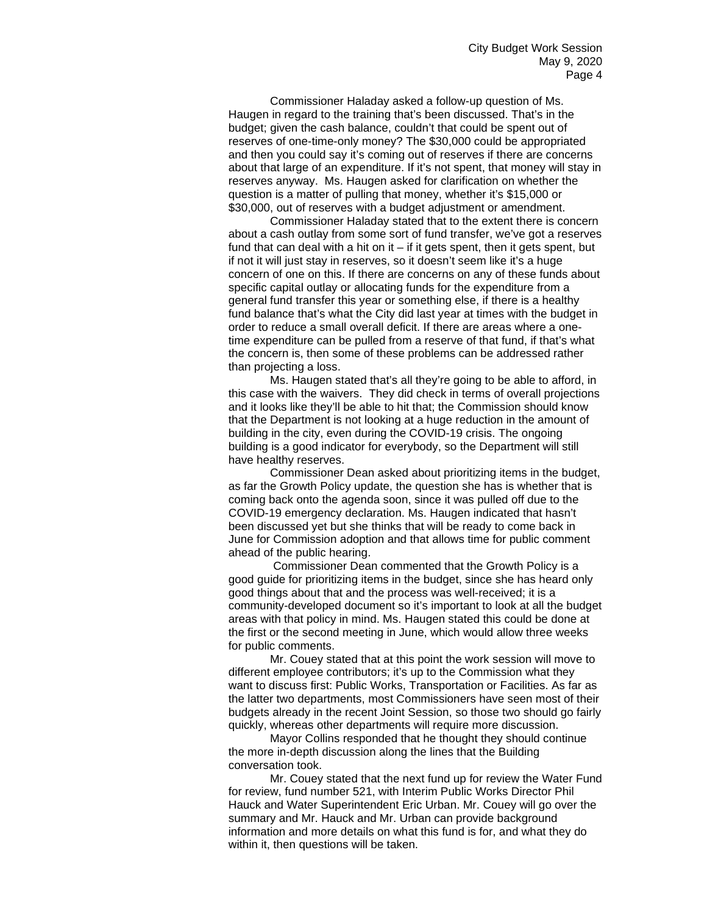Commissioner Haladay asked a follow-up question of Ms. Haugen in regard to the training that's been discussed. That's in the budget; given the cash balance, couldn't that could be spent out of reserves of one-time-only money? The $30,000 could be appropriated and then you could say it's coming out of reserves if there are concerns about that large of an expenditure. If it's not spent, that money will stay in reserves anyway. Ms. Haugen asked for clarification on whether the question is a matter of pulling that money, whether it's $15,000 or $30,000, out of reserves with a budget adjustment or amendment.

Commissioner Haladay stated that to the extent there is concern about a cash outlay from some sort of fund transfer, we've got a reserves fund that can deal with a hit on it – if it gets spent, then it gets spent, but if not it will just stay in reserves, so it doesn't seem like it's a huge concern of one on this. If there are concerns on any of these funds about specific capital outlay or allocating funds for the expenditure from a general fund transfer this year or something else, if there is a healthy fund balance that's what the City did last year at times with the budget in order to reduce a small overall deficit. If there are areas where a one-time expenditure can be pulled from a reserve of that fund, if that's what the concern is, then some of these problems can be addressed rather than projecting a loss.

Ms. Haugen stated that's all they're going to be able to afford, in this case with the waivers. They did check in terms of overall projections and it looks like they'll be able to hit that; the Commission should know that the Department is not looking at a huge reduction in the amount of building in the city, even during the COVID-19 crisis. The ongoing building is a good indicator for everybody, so the Department will still have healthy reserves.

Commissioner Dean asked about prioritizing items in the budget, as far the Growth Policy update, the question she has is whether that is coming back onto the agenda soon, since it was pulled off due to the COVID-19 emergency declaration. Ms. Haugen indicated that hasn't been discussed yet but she thinks that will be ready to come back in June for Commission adoption and that allows time for public comment ahead of the public hearing.

Commissioner Dean commented that the Growth Policy is a good guide for prioritizing items in the budget, since she has heard only good things about that and the process was well-received; it is a community-developed document so it's important to look at all the budget areas with that policy in mind. Ms. Haugen stated this could be done at the first or the second meeting in June, which would allow three weeks for public comments.

Mr. Couey stated that at this point the work session will move to different employee contributors; it's up to the Commission what they want to discuss first: Public Works, Transportation or Facilities. As far as the latter two departments, most Commissioners have seen most of their budgets already in the recent Joint Session, so those two should go fairly quickly, whereas other departments will require more discussion.

Mayor Collins responded that he thought they should continue the more in-depth discussion along the lines that the Building conversation took.

Mr. Couey stated that the next fund up for review the Water Fund for review, fund number 521, with Interim Public Works Director Phil Hauck and Water Superintendent Eric Urban. Mr. Couey will go over the summary and Mr. Hauck and Mr. Urban can provide background information and more details on what this fund is for, and what they do within it, then questions will be taken.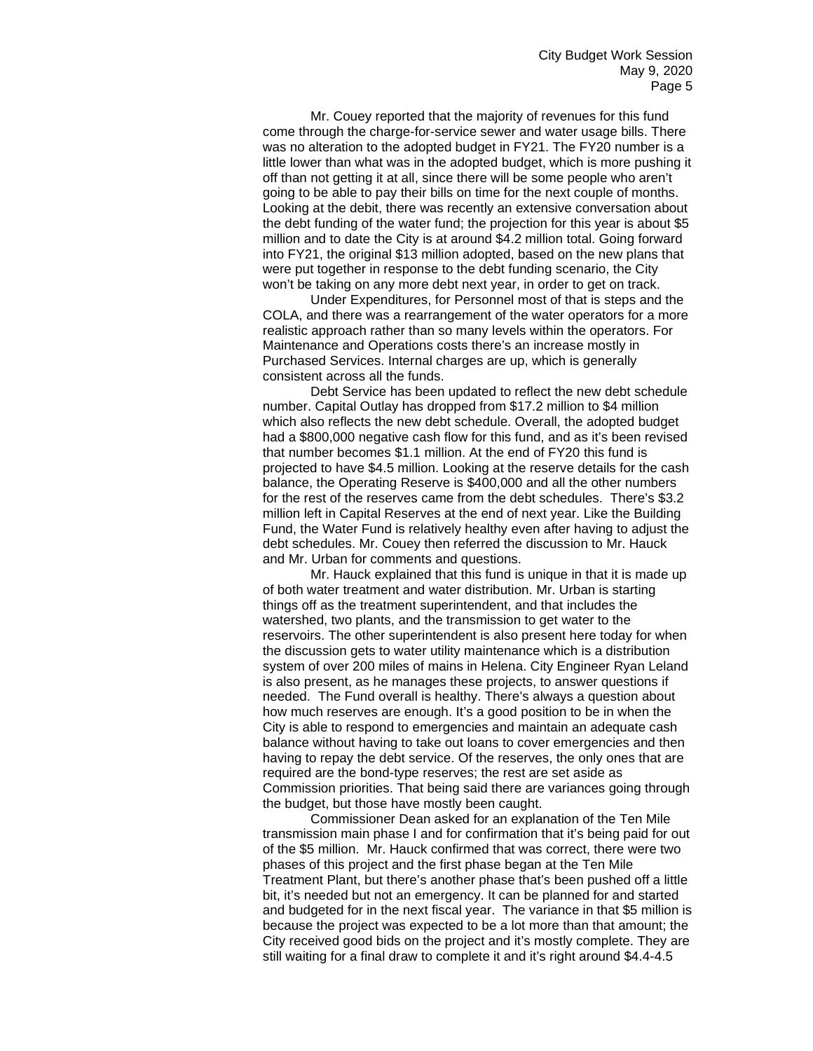Mr. Couey reported that the majority of revenues for this fund come through the charge-for-service sewer and water usage bills. There was no alteration to the adopted budget in FY21. The FY20 number is a little lower than what was in the adopted budget, which is more pushing it off than not getting it at all, since there will be some people who aren't going to be able to pay their bills on time for the next couple of months. Looking at the debit, there was recently an extensive conversation about the debt funding of the water fund; the projection for this year is about $5 million and to date the City is at around $4.2 million total. Going forward into FY21, the original $13 million adopted, based on the new plans that were put together in response to the debt funding scenario, the City won't be taking on any more debt next year, in order to get on track.

Under Expenditures, for Personnel most of that is steps and the COLA, and there was a rearrangement of the water operators for a more realistic approach rather than so many levels within the operators. For Maintenance and Operations costs there's an increase mostly in Purchased Services. Internal charges are up, which is generally consistent across all the funds.

Debt Service has been updated to reflect the new debt schedule number. Capital Outlay has dropped from $17.2 million to $4 million which also reflects the new debt schedule. Overall, the adopted budget had a $800,000 negative cash flow for this fund, and as it's been revised that number becomes $1.1 million. At the end of FY20 this fund is projected to have $4.5 million. Looking at the reserve details for the cash balance, the Operating Reserve is $400,000 and all the other numbers for the rest of the reserves came from the debt schedules. There's $3.2 million left in Capital Reserves at the end of next year. Like the Building Fund, the Water Fund is relatively healthy even after having to adjust the debt schedules. Mr. Couey then referred the discussion to Mr. Hauck and Mr. Urban for comments and questions.

Mr. Hauck explained that this fund is unique in that it is made up of both water treatment and water distribution. Mr. Urban is starting things off as the treatment superintendent, and that includes the watershed, two plants, and the transmission to get water to the reservoirs. The other superintendent is also present here today for when the discussion gets to water utility maintenance which is a distribution system of over 200 miles of mains in Helena. City Engineer Ryan Leland is also present, as he manages these projects, to answer questions if needed. The Fund overall is healthy. There's always a question about how much reserves are enough. It's a good position to be in when the City is able to respond to emergencies and maintain an adequate cash balance without having to take out loans to cover emergencies and then having to repay the debt service. Of the reserves, the only ones that are required are the bond-type reserves; the rest are set aside as Commission priorities. That being said there are variances going through the budget, but those have mostly been caught.

Commissioner Dean asked for an explanation of the Ten Mile transmission main phase I and for confirmation that it's being paid for out of the $5 million. Mr. Hauck confirmed that was correct, there were two phases of this project and the first phase began at the Ten Mile Treatment Plant, but there's another phase that's been pushed off a little bit, it's needed but not an emergency. It can be planned for and started and budgeted for in the next fiscal year. The variance in that $5 million is because the project was expected to be a lot more than that amount; the City received good bids on the project and it's mostly complete. They are still waiting for a final draw to complete it and it's right around $4.4-4.5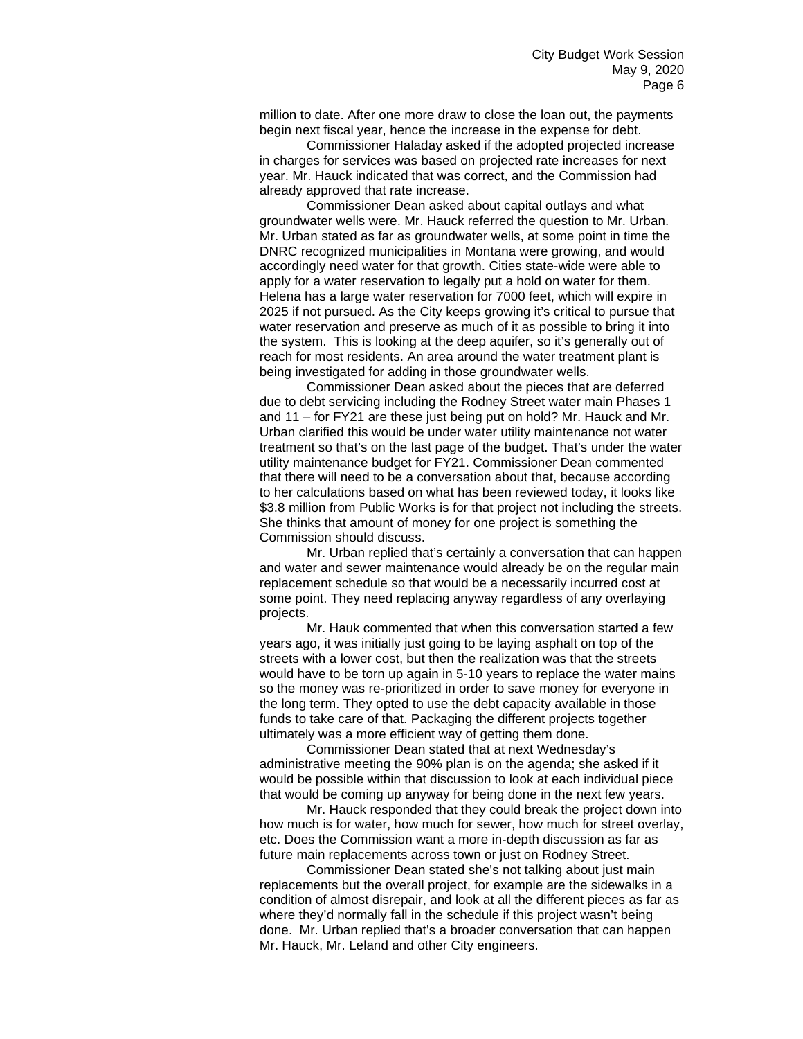million to date. After one more draw to close the loan out, the payments begin next fiscal year, hence the increase in the expense for debt.

Commissioner Haladay asked if the adopted projected increase in charges for services was based on projected rate increases for next year. Mr. Hauck indicated that was correct, and the Commission had already approved that rate increase.

Commissioner Dean asked about capital outlays and what groundwater wells were. Mr. Hauck referred the question to Mr. Urban. Mr. Urban stated as far as groundwater wells, at some point in time the DNRC recognized municipalities in Montana were growing, and would accordingly need water for that growth. Cities state-wide were able to apply for a water reservation to legally put a hold on water for them. Helena has a large water reservation for 7000 feet, which will expire in 2025 if not pursued. As the City keeps growing it's critical to pursue that water reservation and preserve as much of it as possible to bring it into the system. This is looking at the deep aquifer, so it's generally out of reach for most residents. An area around the water treatment plant is being investigated for adding in those groundwater wells.

Commissioner Dean asked about the pieces that are deferred due to debt servicing including the Rodney Street water main Phases 1 and 11 – for FY21 are these just being put on hold? Mr. Hauck and Mr. Urban clarified this would be under water utility maintenance not water treatment so that's on the last page of the budget. That's under the water utility maintenance budget for FY21. Commissioner Dean commented that there will need to be a conversation about that, because according to her calculations based on what has been reviewed today, it looks like $3.8 million from Public Works is for that project not including the streets. She thinks that amount of money for one project is something the Commission should discuss.

Mr. Urban replied that's certainly a conversation that can happen and water and sewer maintenance would already be on the regular main replacement schedule so that would be a necessarily incurred cost at some point. They need replacing anyway regardless of any overlaying projects.

Mr. Hauk commented that when this conversation started a few years ago, it was initially just going to be laying asphalt on top of the streets with a lower cost, but then the realization was that the streets would have to be torn up again in 5-10 years to replace the water mains so the money was re-prioritized in order to save money for everyone in the long term. They opted to use the debt capacity available in those funds to take care of that. Packaging the different projects together ultimately was a more efficient way of getting them done.

Commissioner Dean stated that at next Wednesday's administrative meeting the 90% plan is on the agenda; she asked if it would be possible within that discussion to look at each individual piece that would be coming up anyway for being done in the next few years.

Mr. Hauck responded that they could break the project down into how much is for water, how much for sewer, how much for street overlay, etc. Does the Commission want a more in-depth discussion as far as future main replacements across town or just on Rodney Street.

Commissioner Dean stated she's not talking about just main replacements but the overall project, for example are the sidewalks in a condition of almost disrepair, and look at all the different pieces as far as where they'd normally fall in the schedule if this project wasn't being done. Mr. Urban replied that's a broader conversation that can happen Mr. Hauck, Mr. Leland and other City engineers.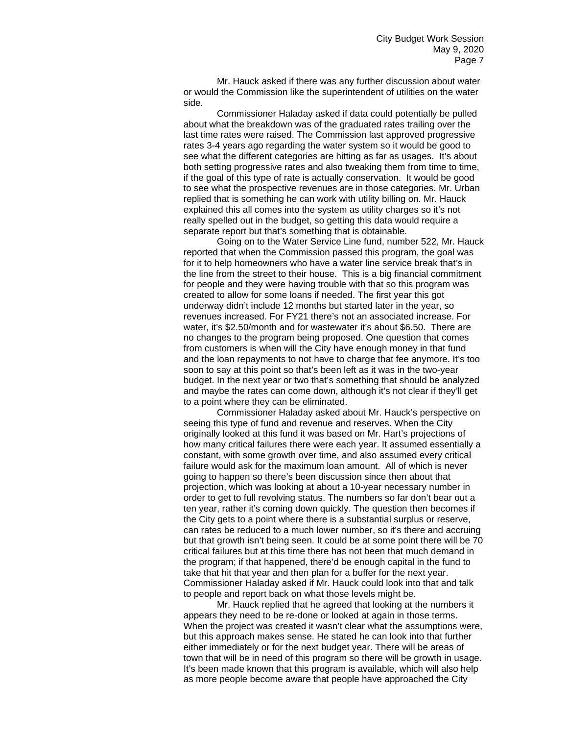Mr. Hauck asked if there was any further discussion about water or would the Commission like the superintendent of utilities on the water side.

Commissioner Haladay asked if data could potentially be pulled about what the breakdown was of the graduated rates trailing over the last time rates were raised. The Commission last approved progressive rates 3-4 years ago regarding the water system so it would be good to see what the different categories are hitting as far as usages. It's about both setting progressive rates and also tweaking them from time to time, if the goal of this type of rate is actually conservation. It would be good to see what the prospective revenues are in those categories. Mr. Urban replied that is something he can work with utility billing on. Mr. Hauck explained this all comes into the system as utility charges so it's not really spelled out in the budget, so getting this data would require a separate report but that's something that is obtainable.

Going on to the Water Service Line fund, number 522, Mr. Hauck reported that when the Commission passed this program, the goal was for it to help homeowners who have a water line service break that's in the line from the street to their house. This is a big financial commitment for people and they were having trouble with that so this program was created to allow for some loans if needed. The first year this got underway didn't include 12 months but started later in the year, so revenues increased. For FY21 there's not an associated increase. For water, it's $2.50/month and for wastewater it's about $6.50. There are no changes to the program being proposed. One question that comes from customers is when will the City have enough money in that fund and the loan repayments to not have to charge that fee anymore. It's too soon to say at this point so that's been left as it was in the two-year budget. In the next year or two that's something that should be analyzed and maybe the rates can come down, although it's not clear if they'll get to a point where they can be eliminated.

Commissioner Haladay asked about Mr. Hauck's perspective on seeing this type of fund and revenue and reserves. When the City originally looked at this fund it was based on Mr. Hart's projections of how many critical failures there were each year. It assumed essentially a constant, with some growth over time, and also assumed every critical failure would ask for the maximum loan amount. All of which is never going to happen so there's been discussion since then about that projection, which was looking at about a 10-year necessary number in order to get to full revolving status. The numbers so far don't bear out a ten year, rather it's coming down quickly. The question then becomes if the City gets to a point where there is a substantial surplus or reserve, can rates be reduced to a much lower number, so it's there and accruing but that growth isn't being seen. It could be at some point there will be 70 critical failures but at this time there has not been that much demand in the program; if that happened, there'd be enough capital in the fund to take that hit that year and then plan for a buffer for the next year. Commissioner Haladay asked if Mr. Hauck could look into that and talk to people and report back on what those levels might be.

Mr. Hauck replied that he agreed that looking at the numbers it appears they need to be re-done or looked at again in those terms. When the project was created it wasn't clear what the assumptions were, but this approach makes sense. He stated he can look into that further either immediately or for the next budget year. There will be areas of town that will be in need of this program so there will be growth in usage. It's been made known that this program is available, which will also help as more people become aware that people have approached the City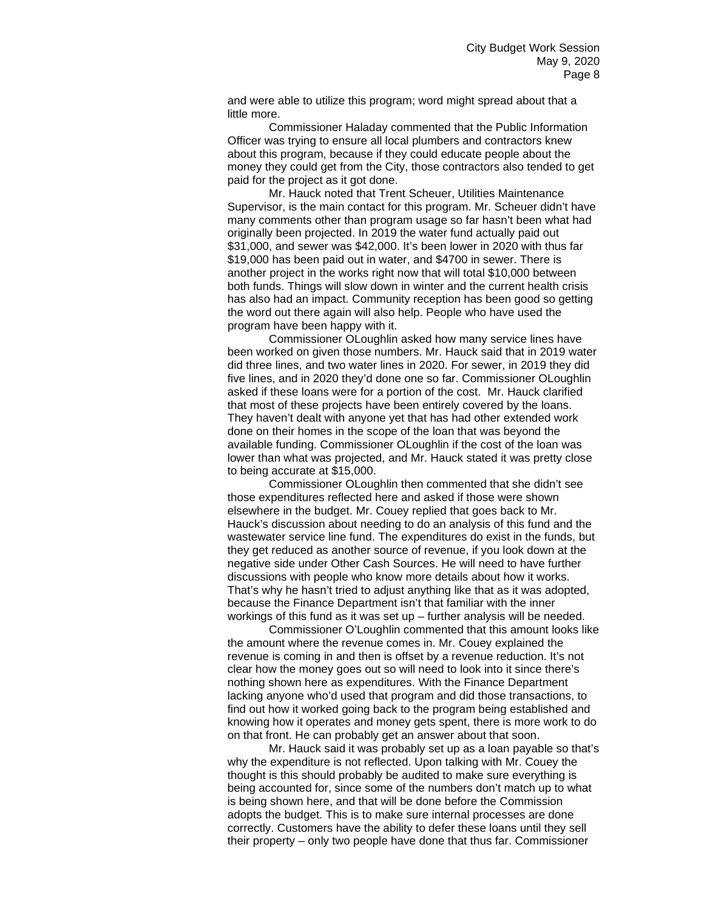and were able to utilize this program; word might spread about that a little more.

Commissioner Haladay commented that the Public Information Officer was trying to ensure all local plumbers and contractors knew about this program, because if they could educate people about the money they could get from the City, those contractors also tended to get paid for the project as it got done.

Mr. Hauck noted that Trent Scheuer, Utilities Maintenance Supervisor, is the main contact for this program. Mr. Scheuer didn't have many comments other than program usage so far hasn't been what had originally been projected. In 2019 the water fund actually paid out $31,000, and sewer was $42,000. It's been lower in 2020 with thus far $19,000 has been paid out in water, and $4700 in sewer. There is another project in the works right now that will total $10,000 between both funds. Things will slow down in winter and the current health crisis has also had an impact. Community reception has been good so getting the word out there again will also help. People who have used the program have been happy with it.

Commissioner OLoughlin asked how many service lines have been worked on given those numbers. Mr. Hauck said that in 2019 water did three lines, and two water lines in 2020. For sewer, in 2019 they did five lines, and in 2020 they'd done one so far. Commissioner OLoughlin asked if these loans were for a portion of the cost. Mr. Hauck clarified that most of these projects have been entirely covered by the loans. They haven't dealt with anyone yet that has had other extended work done on their homes in the scope of the loan that was beyond the available funding. Commissioner OLoughlin if the cost of the loan was lower than what was projected, and Mr. Hauck stated it was pretty close to being accurate at $15,000.

Commissioner OLoughlin then commented that she didn't see those expenditures reflected here and asked if those were shown elsewhere in the budget. Mr. Couey replied that goes back to Mr. Hauck's discussion about needing to do an analysis of this fund and the wastewater service line fund. The expenditures do exist in the funds, but they get reduced as another source of revenue, if you look down at the negative side under Other Cash Sources. He will need to have further discussions with people who know more details about how it works. That's why he hasn't tried to adjust anything like that as it was adopted, because the Finance Department isn't that familiar with the inner workings of this fund as it was set up – further analysis will be needed.

Commissioner O'Loughlin commented that this amount looks like the amount where the revenue comes in. Mr. Couey explained the revenue is coming in and then is offset by a revenue reduction. It's not clear how the money goes out so will need to look into it since there's nothing shown here as expenditures. With the Finance Department lacking anyone who'd used that program and did those transactions, to find out how it worked going back to the program being established and knowing how it operates and money gets spent, there is more work to do on that front. He can probably get an answer about that soon.

Mr. Hauck said it was probably set up as a loan payable so that's why the expenditure is not reflected. Upon talking with Mr. Couey the thought is this should probably be audited to make sure everything is being accounted for, since some of the numbers don't match up to what is being shown here, and that will be done before the Commission adopts the budget. This is to make sure internal processes are done correctly. Customers have the ability to defer these loans until they sell their property – only two people have done that thus far. Commissioner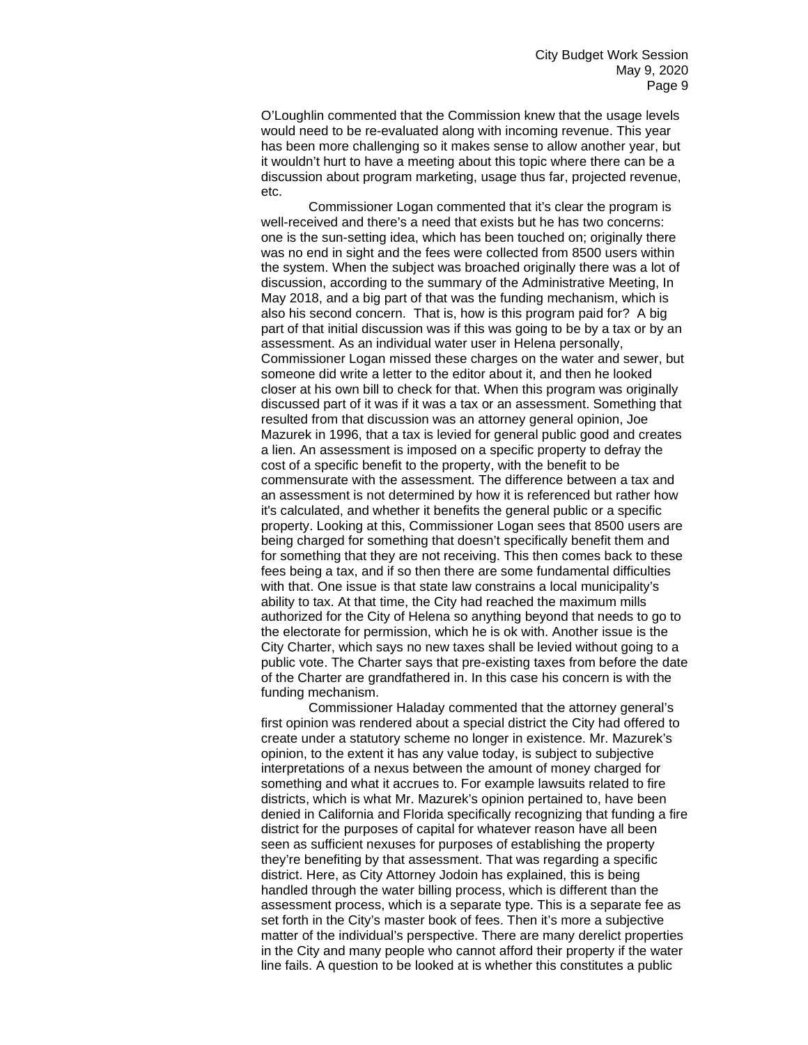O'Loughlin commented that the Commission knew that the usage levels would need to be re-evaluated along with incoming revenue. This year has been more challenging so it makes sense to allow another year, but it wouldn't hurt to have a meeting about this topic where there can be a discussion about program marketing, usage thus far, projected revenue, etc.

Commissioner Logan commented that it's clear the program is well-received and there's a need that exists but he has two concerns: one is the sun-setting idea, which has been touched on; originally there was no end in sight and the fees were collected from 8500 users within the system. When the subject was broached originally there was a lot of discussion, according to the summary of the Administrative Meeting, In May 2018, and a big part of that was the funding mechanism, which is also his second concern. That is, how is this program paid for? A big part of that initial discussion was if this was going to be by a tax or by an assessment. As an individual water user in Helena personally, Commissioner Logan missed these charges on the water and sewer, but someone did write a letter to the editor about it, and then he looked closer at his own bill to check for that. When this program was originally discussed part of it was if it was a tax or an assessment. Something that resulted from that discussion was an attorney general opinion, Joe Mazurek in 1996, that a tax is levied for general public good and creates a lien. An assessment is imposed on a specific property to defray the cost of a specific benefit to the property, with the benefit to be commensurate with the assessment. The difference between a tax and an assessment is not determined by how it is referenced but rather how it's calculated, and whether it benefits the general public or a specific property. Looking at this, Commissioner Logan sees that 8500 users are being charged for something that doesn't specifically benefit them and for something that they are not receiving. This then comes back to these fees being a tax, and if so then there are some fundamental difficulties with that. One issue is that state law constrains a local municipality's ability to tax. At that time, the City had reached the maximum mills authorized for the City of Helena so anything beyond that needs to go to the electorate for permission, which he is ok with. Another issue is the City Charter, which says no new taxes shall be levied without going to a public vote. The Charter says that pre-existing taxes from before the date of the Charter are grandfathered in. In this case his concern is with the funding mechanism.

Commissioner Haladay commented that the attorney general's first opinion was rendered about a special district the City had offered to create under a statutory scheme no longer in existence. Mr. Mazurek's opinion, to the extent it has any value today, is subject to subjective interpretations of a nexus between the amount of money charged for something and what it accrues to. For example lawsuits related to fire districts, which is what Mr. Mazurek's opinion pertained to, have been denied in California and Florida specifically recognizing that funding a fire district for the purposes of capital for whatever reason have all been seen as sufficient nexuses for purposes of establishing the property they're benefiting by that assessment. That was regarding a specific district. Here, as City Attorney Jodoin has explained, this is being handled through the water billing process, which is different than the assessment process, which is a separate type. This is a separate fee as set forth in the City's master book of fees. Then it's more a subjective matter of the individual's perspective. There are many derelict properties in the City and many people who cannot afford their property if the water line fails. A question to be looked at is whether this constitutes a public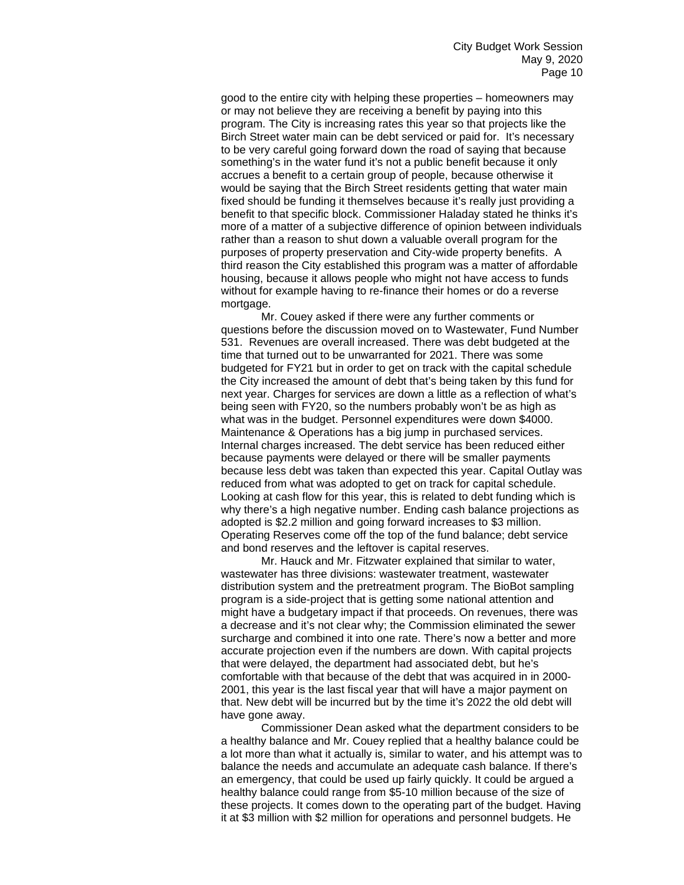good to the entire city with helping these properties – homeowners may or may not believe they are receiving a benefit by paying into this program. The City is increasing rates this year so that projects like the Birch Street water main can be debt serviced or paid for. It's necessary to be very careful going forward down the road of saying that because something's in the water fund it's not a public benefit because it only accrues a benefit to a certain group of people, because otherwise it would be saying that the Birch Street residents getting that water main fixed should be funding it themselves because it's really just providing a benefit to that specific block. Commissioner Haladay stated he thinks it's more of a matter of a subjective difference of opinion between individuals rather than a reason to shut down a valuable overall program for the purposes of property preservation and City-wide property benefits. A third reason the City established this program was a matter of affordable housing, because it allows people who might not have access to funds without for example having to re-finance their homes or do a reverse mortgage.

Mr. Couey asked if there were any further comments or questions before the discussion moved on to Wastewater, Fund Number 531. Revenues are overall increased. There was debt budgeted at the time that turned out to be unwarranted for 2021. There was some budgeted for FY21 but in order to get on track with the capital schedule the City increased the amount of debt that's being taken by this fund for next year. Charges for services are down a little as a reflection of what's being seen with FY20, so the numbers probably won't be as high as what was in the budget. Personnel expenditures were down $4000. Maintenance & Operations has a big jump in purchased services. Internal charges increased. The debt service has been reduced either because payments were delayed or there will be smaller payments because less debt was taken than expected this year. Capital Outlay was reduced from what was adopted to get on track for capital schedule. Looking at cash flow for this year, this is related to debt funding which is why there's a high negative number. Ending cash balance projections as adopted is $2.2 million and going forward increases to $3 million. Operating Reserves come off the top of the fund balance; debt service and bond reserves and the leftover is capital reserves.

Mr. Hauck and Mr. Fitzwater explained that similar to water, wastewater has three divisions: wastewater treatment, wastewater distribution system and the pretreatment program. The BioBot sampling program is a side-project that is getting some national attention and might have a budgetary impact if that proceeds. On revenues, there was a decrease and it's not clear why; the Commission eliminated the sewer surcharge and combined it into one rate. There's now a better and more accurate projection even if the numbers are down. With capital projects that were delayed, the department had associated debt, but he's comfortable with that because of the debt that was acquired in in 2000-2001, this year is the last fiscal year that will have a major payment on that. New debt will be incurred but by the time it's 2022 the old debt will have gone away.

Commissioner Dean asked what the department considers to be a healthy balance and Mr. Couey replied that a healthy balance could be a lot more than what it actually is, similar to water, and his attempt was to balance the needs and accumulate an adequate cash balance. If there's an emergency, that could be used up fairly quickly. It could be argued a healthy balance could range from $5-10 million because of the size of these projects. It comes down to the operating part of the budget. Having it at $3 million with $2 million for operations and personnel budgets. He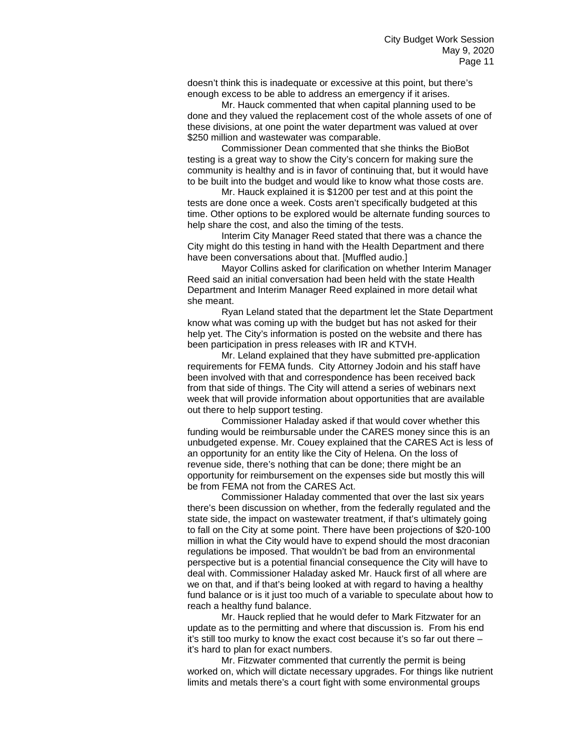doesn't think this is inadequate or excessive at this point, but there's enough excess to be able to address an emergency if it arises.

Mr. Hauck commented that when capital planning used to be done and they valued the replacement cost of the whole assets of one of these divisions, at one point the water department was valued at over $250 million and wastewater was comparable.

Commissioner Dean commented that she thinks the BioBot testing is a great way to show the City's concern for making sure the community is healthy and is in favor of continuing that, but it would have to be built into the budget and would like to know what those costs are.

Mr. Hauck explained it is $1200 per test and at this point the tests are done once a week. Costs aren't specifically budgeted at this time. Other options to be explored would be alternate funding sources to help share the cost, and also the timing of the tests.

Interim City Manager Reed stated that there was a chance the City might do this testing in hand with the Health Department and there have been conversations about that. [Muffled audio.]

Mayor Collins asked for clarification on whether Interim Manager Reed said an initial conversation had been held with the state Health Department and Interim Manager Reed explained in more detail what she meant.

Ryan Leland stated that the department let the State Department know what was coming up with the budget but has not asked for their help yet. The City's information is posted on the website and there has been participation in press releases with IR and KTVH.

Mr. Leland explained that they have submitted pre-application requirements for FEMA funds. City Attorney Jodoin and his staff have been involved with that and correspondence has been received back from that side of things. The City will attend a series of webinars next week that will provide information about opportunities that are available out there to help support testing.

Commissioner Haladay asked if that would cover whether this funding would be reimbursable under the CARES money since this is an unbudgeted expense. Mr. Couey explained that the CARES Act is less of an opportunity for an entity like the City of Helena. On the loss of revenue side, there's nothing that can be done; there might be an opportunity for reimbursement on the expenses side but mostly this will be from FEMA not from the CARES Act.

Commissioner Haladay commented that over the last six years there's been discussion on whether, from the federally regulated and the state side, the impact on wastewater treatment, if that's ultimately going to fall on the City at some point. There have been projections of $20-100 million in what the City would have to expend should the most draconian regulations be imposed. That wouldn't be bad from an environmental perspective but is a potential financial consequence the City will have to deal with. Commissioner Haladay asked Mr. Hauck first of all where are we on that, and if that's being looked at with regard to having a healthy fund balance or is it just too much of a variable to speculate about how to reach a healthy fund balance.

Mr. Hauck replied that he would defer to Mark Fitzwater for an update as to the permitting and where that discussion is. From his end it's still too murky to know the exact cost because it's so far out there – it's hard to plan for exact numbers.

Mr. Fitzwater commented that currently the permit is being worked on, which will dictate necessary upgrades. For things like nutrient limits and metals there's a court fight with some environmental groups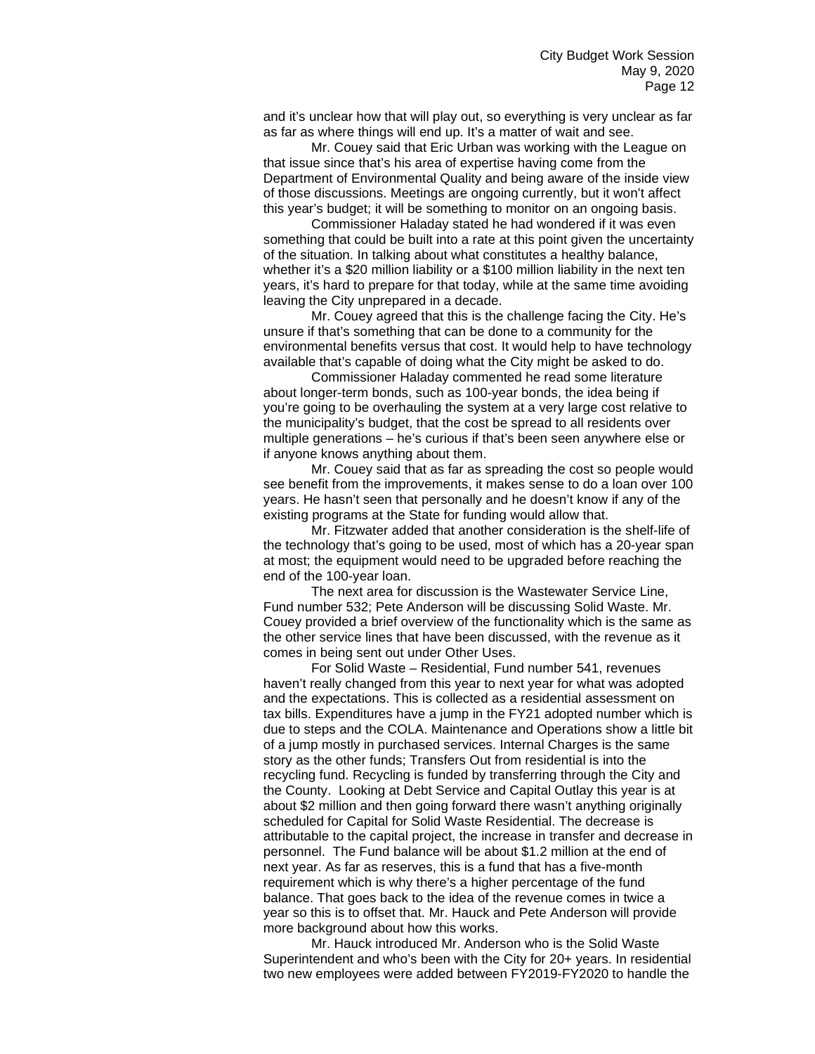and it's unclear how that will play out, so everything is very unclear as far as far as where things will end up. It's a matter of wait and see.

Mr. Couey said that Eric Urban was working with the League on that issue since that's his area of expertise having come from the Department of Environmental Quality and being aware of the inside view of those discussions. Meetings are ongoing currently, but it won't affect this year's budget; it will be something to monitor on an ongoing basis.

Commissioner Haladay stated he had wondered if it was even something that could be built into a rate at this point given the uncertainty of the situation. In talking about what constitutes a healthy balance, whether it's a $20 million liability or a $100 million liability in the next ten years, it's hard to prepare for that today, while at the same time avoiding leaving the City unprepared in a decade.

Mr. Couey agreed that this is the challenge facing the City. He's unsure if that's something that can be done to a community for the environmental benefits versus that cost. It would help to have technology available that's capable of doing what the City might be asked to do.

Commissioner Haladay commented he read some literature about longer-term bonds, such as 100-year bonds, the idea being if you're going to be overhauling the system at a very large cost relative to the municipality's budget, that the cost be spread to all residents over multiple generations – he's curious if that's been seen anywhere else or if anyone knows anything about them.

Mr. Couey said that as far as spreading the cost so people would see benefit from the improvements, it makes sense to do a loan over 100 years. He hasn't seen that personally and he doesn't know if any of the existing programs at the State for funding would allow that.

Mr. Fitzwater added that another consideration is the shelf-life of the technology that's going to be used, most of which has a 20-year span at most; the equipment would need to be upgraded before reaching the end of the 100-year loan.

The next area for discussion is the Wastewater Service Line, Fund number 532; Pete Anderson will be discussing Solid Waste. Mr. Couey provided a brief overview of the functionality which is the same as the other service lines that have been discussed, with the revenue as it comes in being sent out under Other Uses.

For Solid Waste – Residential, Fund number 541, revenues haven't really changed from this year to next year for what was adopted and the expectations. This is collected as a residential assessment on tax bills. Expenditures have a jump in the FY21 adopted number which is due to steps and the COLA. Maintenance and Operations show a little bit of a jump mostly in purchased services. Internal Charges is the same story as the other funds; Transfers Out from residential is into the recycling fund. Recycling is funded by transferring through the City and the County. Looking at Debt Service and Capital Outlay this year is at about $2 million and then going forward there wasn't anything originally scheduled for Capital for Solid Waste Residential. The decrease is attributable to the capital project, the increase in transfer and decrease in personnel. The Fund balance will be about $1.2 million at the end of next year. As far as reserves, this is a fund that has a five-month requirement which is why there's a higher percentage of the fund balance. That goes back to the idea of the revenue comes in twice a year so this is to offset that. Mr. Hauck and Pete Anderson will provide more background about how this works.

Mr. Hauck introduced Mr. Anderson who is the Solid Waste Superintendent and who's been with the City for 20+ years. In residential two new employees were added between FY2019-FY2020 to handle the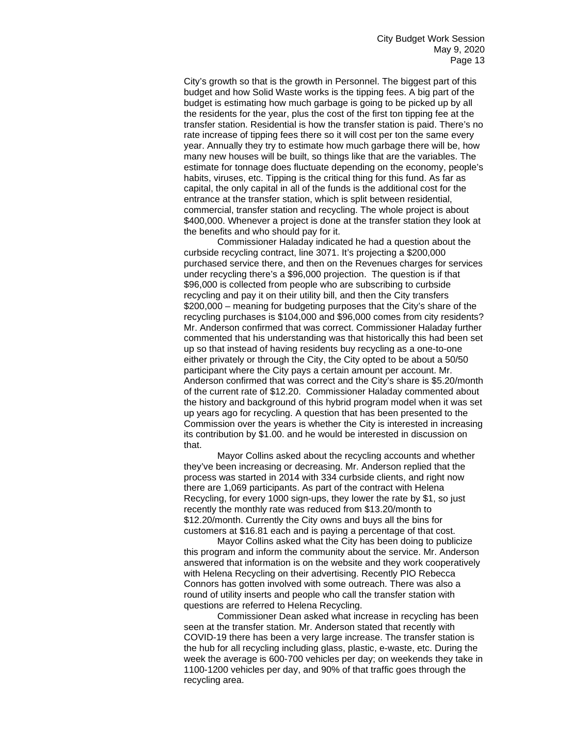City's growth so that is the growth in Personnel. The biggest part of this budget and how Solid Waste works is the tipping fees. A big part of the budget is estimating how much garbage is going to be picked up by all the residents for the year, plus the cost of the first ton tipping fee at the transfer station. Residential is how the transfer station is paid. There's no rate increase of tipping fees there so it will cost per ton the same every year. Annually they try to estimate how much garbage there will be, how many new houses will be built, so things like that are the variables. The estimate for tonnage does fluctuate depending on the economy, people's habits, viruses, etc. Tipping is the critical thing for this fund. As far as capital, the only capital in all of the funds is the additional cost for the entrance at the transfer station, which is split between residential, commercial, transfer station and recycling. The whole project is about $400,000. Whenever a project is done at the transfer station they look at the benefits and who should pay for it.

Commissioner Haladay indicated he had a question about the curbside recycling contract, line 3071. It's projecting a $200,000 purchased service there, and then on the Revenues charges for services under recycling there's a $96,000 projection. The question is if that $96,000 is collected from people who are subscribing to curbside recycling and pay it on their utility bill, and then the City transfers $200,000 – meaning for budgeting purposes that the City's share of the recycling purchases is $104,000 and $96,000 comes from city residents? Mr. Anderson confirmed that was correct. Commissioner Haladay further commented that his understanding was that historically this had been set up so that instead of having residents buy recycling as a one-to-one either privately or through the City, the City opted to be about a 50/50 participant where the City pays a certain amount per account. Mr. Anderson confirmed that was correct and the City's share is $5.20/month of the current rate of $12.20. Commissioner Haladay commented about the history and background of this hybrid program model when it was set up years ago for recycling. A question that has been presented to the Commission over the years is whether the City is interested in increasing its contribution by $1.00. and he would be interested in discussion on that.

Mayor Collins asked about the recycling accounts and whether they've been increasing or decreasing. Mr. Anderson replied that the process was started in 2014 with 334 curbside clients, and right now there are 1,069 participants. As part of the contract with Helena Recycling, for every 1000 sign-ups, they lower the rate by $1, so just recently the monthly rate was reduced from $13.20/month to $12.20/month. Currently the City owns and buys all the bins for customers at $16.81 each and is paying a percentage of that cost.

Mayor Collins asked what the City has been doing to publicize this program and inform the community about the service. Mr. Anderson answered that information is on the website and they work cooperatively with Helena Recycling on their advertising. Recently PIO Rebecca Connors has gotten involved with some outreach. There was also a round of utility inserts and people who call the transfer station with questions are referred to Helena Recycling.

Commissioner Dean asked what increase in recycling has been seen at the transfer station. Mr. Anderson stated that recently with COVID-19 there has been a very large increase. The transfer station is the hub for all recycling including glass, plastic, e-waste, etc. During the week the average is 600-700 vehicles per day; on weekends they take in 1100-1200 vehicles per day, and 90% of that traffic goes through the recycling area.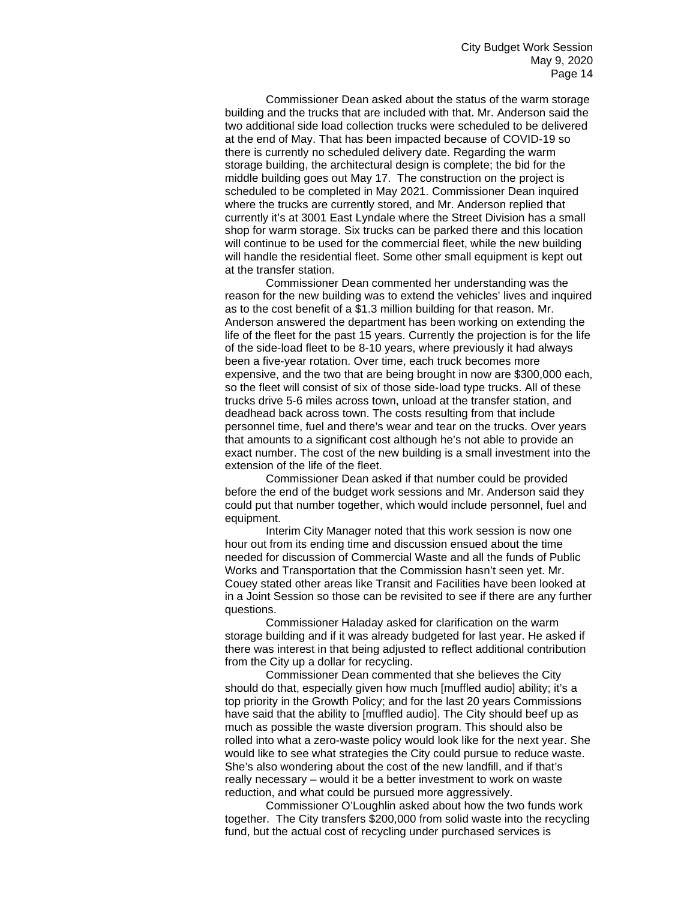Commissioner Dean asked about the status of the warm storage building and the trucks that are included with that. Mr. Anderson said the two additional side load collection trucks were scheduled to be delivered at the end of May. That has been impacted because of COVID-19 so there is currently no scheduled delivery date. Regarding the warm storage building, the architectural design is complete; the bid for the middle building goes out May 17. The construction on the project is scheduled to be completed in May 2021. Commissioner Dean inquired where the trucks are currently stored, and Mr. Anderson replied that currently it's at 3001 East Lyndale where the Street Division has a small shop for warm storage. Six trucks can be parked there and this location will continue to be used for the commercial fleet, while the new building will handle the residential fleet. Some other small equipment is kept out at the transfer station.

Commissioner Dean commented her understanding was the reason for the new building was to extend the vehicles' lives and inquired as to the cost benefit of a $1.3 million building for that reason. Mr. Anderson answered the department has been working on extending the life of the fleet for the past 15 years. Currently the projection is for the life of the side-load fleet to be 8-10 years, where previously it had always been a five-year rotation. Over time, each truck becomes more expensive, and the two that are being brought in now are $300,000 each, so the fleet will consist of six of those side-load type trucks. All of these trucks drive 5-6 miles across town, unload at the transfer station, and deadhead back across town. The costs resulting from that include personnel time, fuel and there's wear and tear on the trucks. Over years that amounts to a significant cost although he's not able to provide an exact number. The cost of the new building is a small investment into the extension of the life of the fleet.

Commissioner Dean asked if that number could be provided before the end of the budget work sessions and Mr. Anderson said they could put that number together, which would include personnel, fuel and equipment.

Interim City Manager noted that this work session is now one hour out from its ending time and discussion ensued about the time needed for discussion of Commercial Waste and all the funds of Public Works and Transportation that the Commission hasn't seen yet. Mr. Couey stated other areas like Transit and Facilities have been looked at in a Joint Session so those can be revisited to see if there are any further questions.

Commissioner Haladay asked for clarification on the warm storage building and if it was already budgeted for last year. He asked if there was interest in that being adjusted to reflect additional contribution from the City up a dollar for recycling.

Commissioner Dean commented that she believes the City should do that, especially given how much [muffled audio] ability; it's a top priority in the Growth Policy; and for the last 20 years Commissions have said that the ability to [muffled audio]. The City should beef up as much as possible the waste diversion program. This should also be rolled into what a zero-waste policy would look like for the next year. She would like to see what strategies the City could pursue to reduce waste. She's also wondering about the cost of the new landfill, and if that's really necessary – would it be a better investment to work on waste reduction, and what could be pursued more aggressively.

Commissioner O'Loughlin asked about how the two funds work together. The City transfers $200,000 from solid waste into the recycling fund, but the actual cost of recycling under purchased services is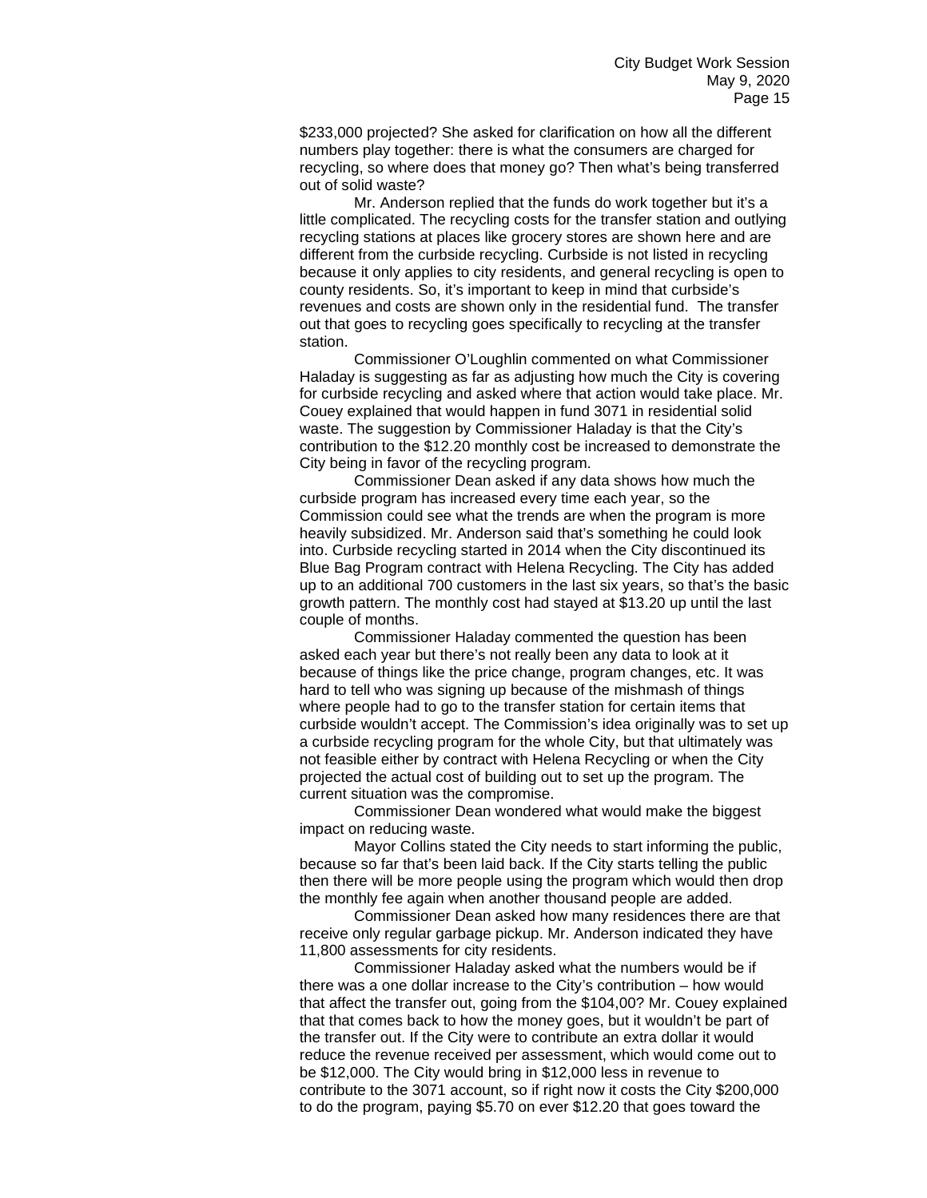$233,000 projected? She asked for clarification on how all the different numbers play together: there is what the consumers are charged for recycling, so where does that money go? Then what's being transferred out of solid waste?

Mr. Anderson replied that the funds do work together but it's a little complicated. The recycling costs for the transfer station and outlying recycling stations at places like grocery stores are shown here and are different from the curbside recycling. Curbside is not listed in recycling because it only applies to city residents, and general recycling is open to county residents. So, it's important to keep in mind that curbside's revenues and costs are shown only in the residential fund. The transfer out that goes to recycling goes specifically to recycling at the transfer station.

Commissioner O'Loughlin commented on what Commissioner Haladay is suggesting as far as adjusting how much the City is covering for curbside recycling and asked where that action would take place. Mr. Couey explained that would happen in fund 3071 in residential solid waste. The suggestion by Commissioner Haladay is that the City's contribution to the $12.20 monthly cost be increased to demonstrate the City being in favor of the recycling program.

Commissioner Dean asked if any data shows how much the curbside program has increased every time each year, so the Commission could see what the trends are when the program is more heavily subsidized. Mr. Anderson said that's something he could look into. Curbside recycling started in 2014 when the City discontinued its Blue Bag Program contract with Helena Recycling. The City has added up to an additional 700 customers in the last six years, so that's the basic growth pattern. The monthly cost had stayed at $13.20 up until the last couple of months.

Commissioner Haladay commented the question has been asked each year but there's not really been any data to look at it because of things like the price change, program changes, etc. It was hard to tell who was signing up because of the mishmash of things where people had to go to the transfer station for certain items that curbside wouldn't accept. The Commission's idea originally was to set up a curbside recycling program for the whole City, but that ultimately was not feasible either by contract with Helena Recycling or when the City projected the actual cost of building out to set up the program. The current situation was the compromise.

Commissioner Dean wondered what would make the biggest impact on reducing waste.

Mayor Collins stated the City needs to start informing the public, because so far that's been laid back. If the City starts telling the public then there will be more people using the program which would then drop the monthly fee again when another thousand people are added.

Commissioner Dean asked how many residences there are that receive only regular garbage pickup. Mr. Anderson indicated they have 11,800 assessments for city residents.

Commissioner Haladay asked what the numbers would be if there was a one dollar increase to the City's contribution – how would that affect the transfer out, going from the $104,00? Mr. Couey explained that that comes back to how the money goes, but it wouldn't be part of the transfer out. If the City were to contribute an extra dollar it would reduce the revenue received per assessment, which would come out to be $12,000. The City would bring in $12,000 less in revenue to contribute to the 3071 account, so if right now it costs the City $200,000 to do the program, paying $5.70 on ever $12.20 that goes toward the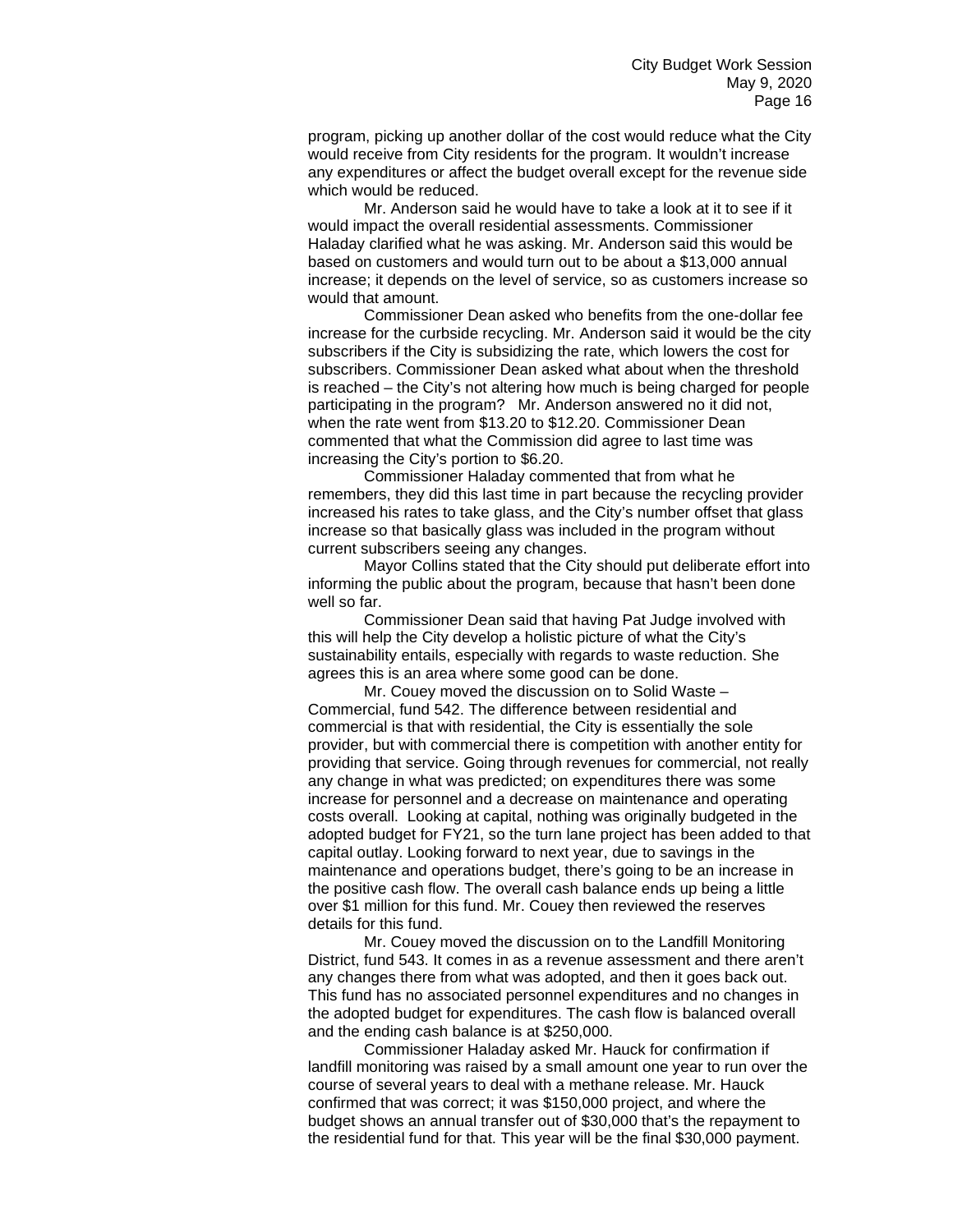program, picking up another dollar of the cost would reduce what the City would receive from City residents for the program. It wouldn't increase any expenditures or affect the budget overall except for the revenue side which would be reduced.

Mr. Anderson said he would have to take a look at it to see if it would impact the overall residential assessments. Commissioner Haladay clarified what he was asking. Mr. Anderson said this would be based on customers and would turn out to be about a $13,000 annual increase; it depends on the level of service, so as customers increase so would that amount.

Commissioner Dean asked who benefits from the one-dollar fee increase for the curbside recycling. Mr. Anderson said it would be the city subscribers if the City is subsidizing the rate, which lowers the cost for subscribers. Commissioner Dean asked what about when the threshold is reached – the City's not altering how much is being charged for people participating in the program? Mr. Anderson answered no it did not, when the rate went from $13.20 to $12.20. Commissioner Dean commented that what the Commission did agree to last time was increasing the City's portion to $6.20.

Commissioner Haladay commented that from what he remembers, they did this last time in part because the recycling provider increased his rates to take glass, and the City's number offset that glass increase so that basically glass was included in the program without current subscribers seeing any changes.

Mayor Collins stated that the City should put deliberate effort into informing the public about the program, because that hasn't been done well so far.

Commissioner Dean said that having Pat Judge involved with this will help the City develop a holistic picture of what the City's sustainability entails, especially with regards to waste reduction. She agrees this is an area where some good can be done.

Mr. Couey moved the discussion on to Solid Waste – Commercial, fund 542. The difference between residential and commercial is that with residential, the City is essentially the sole provider, but with commercial there is competition with another entity for providing that service. Going through revenues for commercial, not really any change in what was predicted; on expenditures there was some increase for personnel and a decrease on maintenance and operating costs overall. Looking at capital, nothing was originally budgeted in the adopted budget for FY21, so the turn lane project has been added to that capital outlay. Looking forward to next year, due to savings in the maintenance and operations budget, there's going to be an increase in the positive cash flow. The overall cash balance ends up being a little over $1 million for this fund. Mr. Couey then reviewed the reserves details for this fund.

Mr. Couey moved the discussion on to the Landfill Monitoring District, fund 543. It comes in as a revenue assessment and there aren't any changes there from what was adopted, and then it goes back out. This fund has no associated personnel expenditures and no changes in the adopted budget for expenditures. The cash flow is balanced overall and the ending cash balance is at $250,000.

Commissioner Haladay asked Mr. Hauck for confirmation if landfill monitoring was raised by a small amount one year to run over the course of several years to deal with a methane release. Mr. Hauck confirmed that was correct; it was $150,000 project, and where the budget shows an annual transfer out of $30,000 that's the repayment to the residential fund for that. This year will be the final $30,000 payment.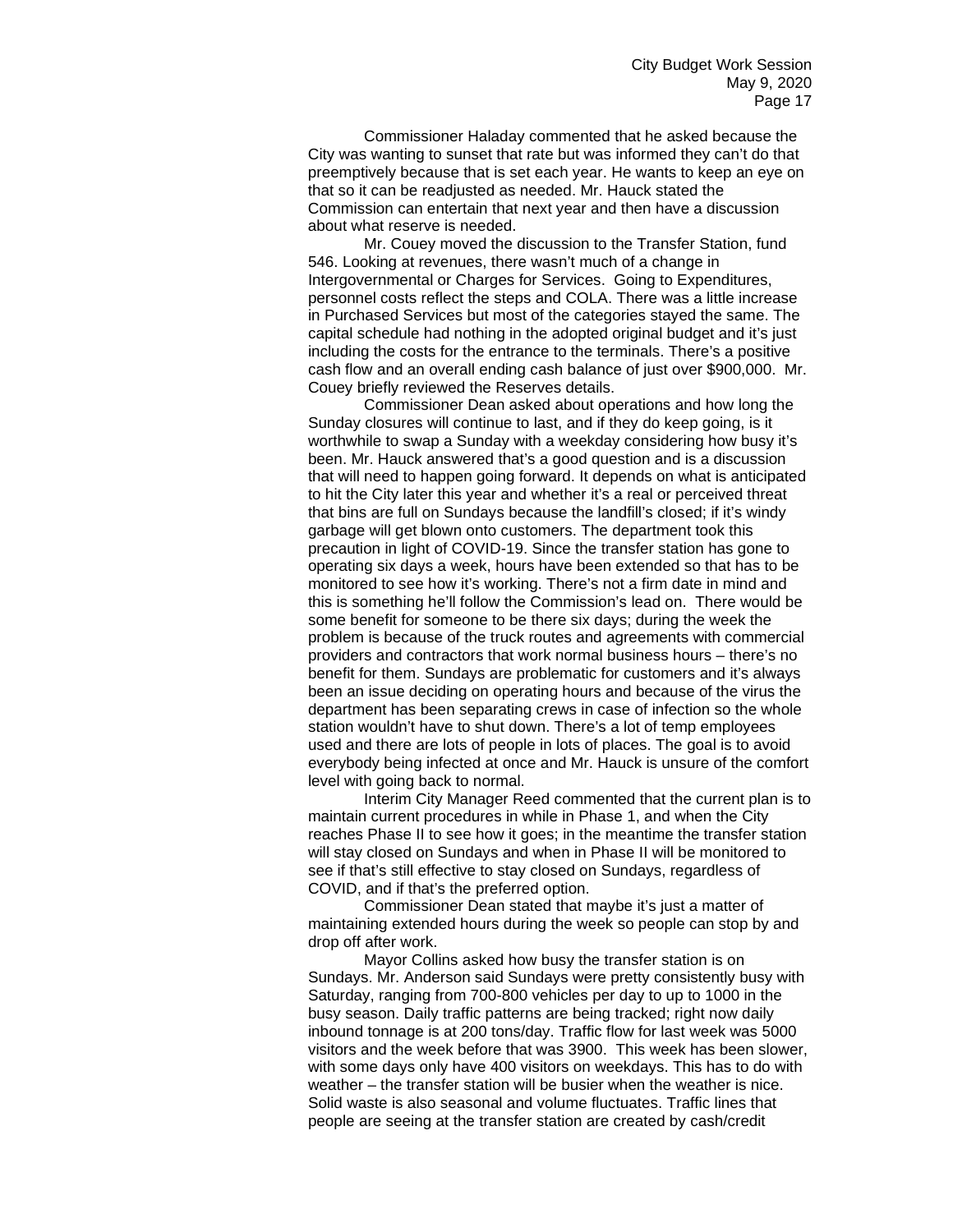Commissioner Haladay commented that he asked because the City was wanting to sunset that rate but was informed they can't do that preemptively because that is set each year. He wants to keep an eye on that so it can be readjusted as needed. Mr. Hauck stated the Commission can entertain that next year and then have a discussion about what reserve is needed.

Mr. Couey moved the discussion to the Transfer Station, fund 546. Looking at revenues, there wasn't much of a change in Intergovernmental or Charges for Services. Going to Expenditures, personnel costs reflect the steps and COLA. There was a little increase in Purchased Services but most of the categories stayed the same. The capital schedule had nothing in the adopted original budget and it's just including the costs for the entrance to the terminals. There's a positive cash flow and an overall ending cash balance of just over $900,000. Mr. Couey briefly reviewed the Reserves details.

Commissioner Dean asked about operations and how long the Sunday closures will continue to last, and if they do keep going, is it worthwhile to swap a Sunday with a weekday considering how busy it's been. Mr. Hauck answered that's a good question and is a discussion that will need to happen going forward. It depends on what is anticipated to hit the City later this year and whether it's a real or perceived threat that bins are full on Sundays because the landfill's closed; if it's windy garbage will get blown onto customers. The department took this precaution in light of COVID-19. Since the transfer station has gone to operating six days a week, hours have been extended so that has to be monitored to see how it's working. There's not a firm date in mind and this is something he'll follow the Commission's lead on. There would be some benefit for someone to be there six days; during the week the problem is because of the truck routes and agreements with commercial providers and contractors that work normal business hours – there's no benefit for them. Sundays are problematic for customers and it's always been an issue deciding on operating hours and because of the virus the department has been separating crews in case of infection so the whole station wouldn't have to shut down. There's a lot of temp employees used and there are lots of people in lots of places. The goal is to avoid everybody being infected at once and Mr. Hauck is unsure of the comfort level with going back to normal.

Interim City Manager Reed commented that the current plan is to maintain current procedures in while in Phase 1, and when the City reaches Phase II to see how it goes; in the meantime the transfer station will stay closed on Sundays and when in Phase II will be monitored to see if that's still effective to stay closed on Sundays, regardless of COVID, and if that's the preferred option.

Commissioner Dean stated that maybe it's just a matter of maintaining extended hours during the week so people can stop by and drop off after work.

Mayor Collins asked how busy the transfer station is on Sundays. Mr. Anderson said Sundays were pretty consistently busy with Saturday, ranging from 700-800 vehicles per day to up to 1000 in the busy season. Daily traffic patterns are being tracked; right now daily inbound tonnage is at 200 tons/day. Traffic flow for last week was 5000 visitors and the week before that was 3900. This week has been slower, with some days only have 400 visitors on weekdays. This has to do with weather – the transfer station will be busier when the weather is nice. Solid waste is also seasonal and volume fluctuates. Traffic lines that people are seeing at the transfer station are created by cash/credit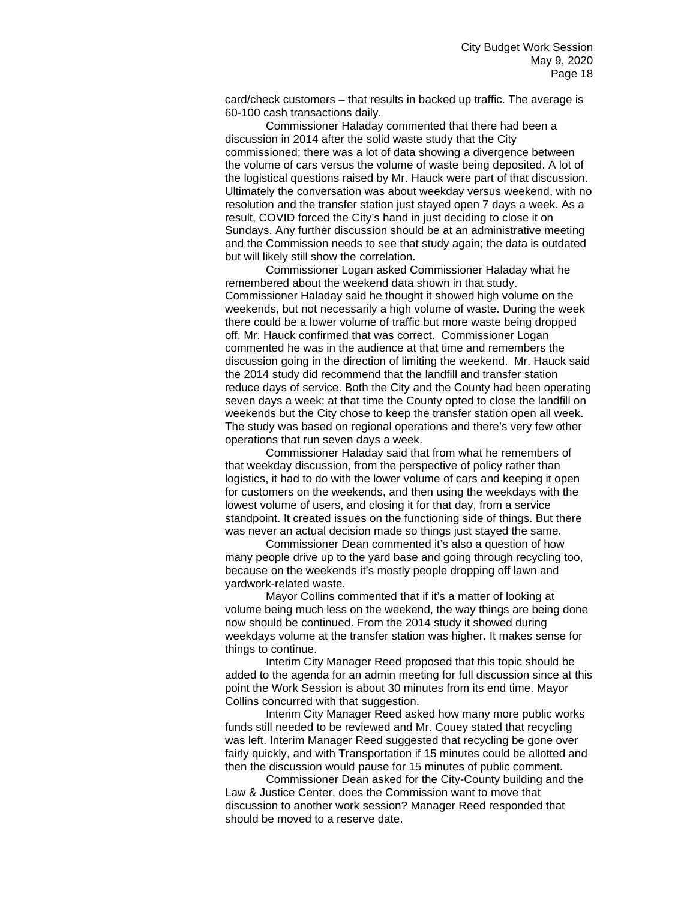card/check customers – that results in backed up traffic. The average is 60-100 cash transactions daily.

Commissioner Haladay commented that there had been a discussion in 2014 after the solid waste study that the City commissioned; there was a lot of data showing a divergence between the volume of cars versus the volume of waste being deposited. A lot of the logistical questions raised by Mr. Hauck were part of that discussion. Ultimately the conversation was about weekday versus weekend, with no resolution and the transfer station just stayed open 7 days a week. As a result, COVID forced the City's hand in just deciding to close it on Sundays. Any further discussion should be at an administrative meeting and the Commission needs to see that study again; the data is outdated but will likely still show the correlation.

Commissioner Logan asked Commissioner Haladay what he remembered about the weekend data shown in that study. Commissioner Haladay said he thought it showed high volume on the weekends, but not necessarily a high volume of waste. During the week there could be a lower volume of traffic but more waste being dropped off. Mr. Hauck confirmed that was correct. Commissioner Logan commented he was in the audience at that time and remembers the discussion going in the direction of limiting the weekend. Mr. Hauck said the 2014 study did recommend that the landfill and transfer station reduce days of service. Both the City and the County had been operating seven days a week; at that time the County opted to close the landfill on weekends but the City chose to keep the transfer station open all week. The study was based on regional operations and there's very few other operations that run seven days a week.

Commissioner Haladay said that from what he remembers of that weekday discussion, from the perspective of policy rather than logistics, it had to do with the lower volume of cars and keeping it open for customers on the weekends, and then using the weekdays with the lowest volume of users, and closing it for that day, from a service standpoint. It created issues on the functioning side of things. But there was never an actual decision made so things just stayed the same.

Commissioner Dean commented it's also a question of how many people drive up to the yard base and going through recycling too, because on the weekends it's mostly people dropping off lawn and yardwork-related waste.

Mayor Collins commented that if it's a matter of looking at volume being much less on the weekend, the way things are being done now should be continued. From the 2014 study it showed during weekdays volume at the transfer station was higher. It makes sense for things to continue.

Interim City Manager Reed proposed that this topic should be added to the agenda for an admin meeting for full discussion since at this point the Work Session is about 30 minutes from its end time. Mayor Collins concurred with that suggestion.

Interim City Manager Reed asked how many more public works funds still needed to be reviewed and Mr. Couey stated that recycling was left. Interim Manager Reed suggested that recycling be gone over fairly quickly, and with Transportation if 15 minutes could be allotted and then the discussion would pause for 15 minutes of public comment.

Commissioner Dean asked for the City-County building and the Law & Justice Center, does the Commission want to move that discussion to another work session? Manager Reed responded that should be moved to a reserve date.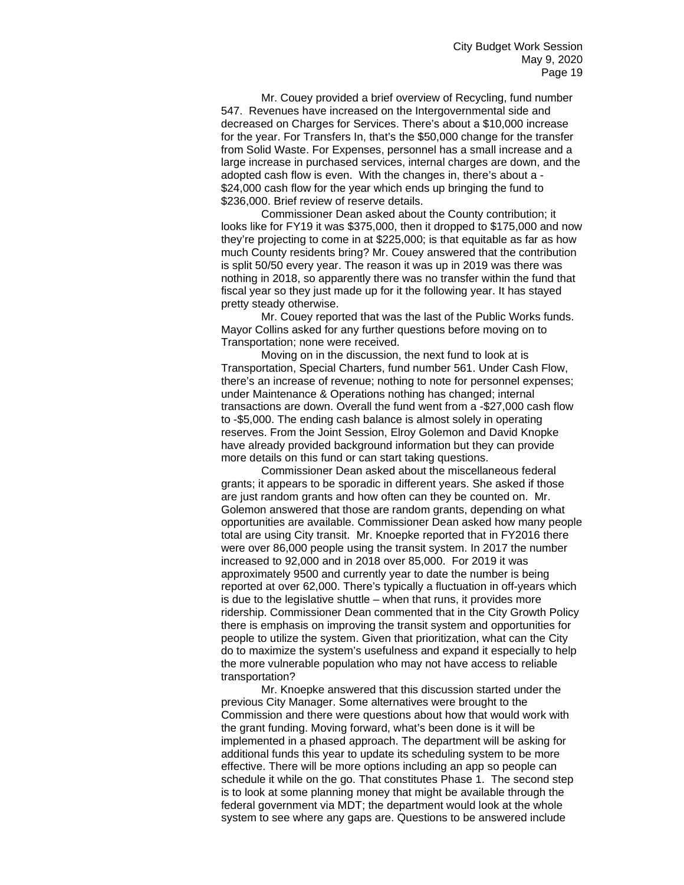Mr. Couey provided a brief overview of Recycling, fund number 547. Revenues have increased on the Intergovernmental side and decreased on Charges for Services. There's about a $10,000 increase for the year. For Transfers In, that's the $50,000 change for the transfer from Solid Waste. For Expenses, personnel has a small increase and a large increase in purchased services, internal charges are down, and the adopted cash flow is even. With the changes in, there's about a -$24,000 cash flow for the year which ends up bringing the fund to $236,000. Brief review of reserve details.

Commissioner Dean asked about the County contribution; it looks like for FY19 it was $375,000, then it dropped to $175,000 and now they're projecting to come in at $225,000; is that equitable as far as how much County residents bring? Mr. Couey answered that the contribution is split 50/50 every year. The reason it was up in 2019 was there was nothing in 2018, so apparently there was no transfer within the fund that fiscal year so they just made up for it the following year. It has stayed pretty steady otherwise.

Mr. Couey reported that was the last of the Public Works funds. Mayor Collins asked for any further questions before moving on to Transportation; none were received.

Moving on in the discussion, the next fund to look at is Transportation, Special Charters, fund number 561. Under Cash Flow, there's an increase of revenue; nothing to note for personnel expenses; under Maintenance & Operations nothing has changed; internal transactions are down. Overall the fund went from a -$27,000 cash flow to -$5,000. The ending cash balance is almost solely in operating reserves. From the Joint Session, Elroy Golemon and David Knopke have already provided background information but they can provide more details on this fund or can start taking questions.

Commissioner Dean asked about the miscellaneous federal grants; it appears to be sporadic in different years. She asked if those are just random grants and how often can they be counted on. Mr. Golemon answered that those are random grants, depending on what opportunities are available. Commissioner Dean asked how many people total are using City transit. Mr. Knoepke reported that in FY2016 there were over 86,000 people using the transit system. In 2017 the number increased to 92,000 and in 2018 over 85,000. For 2019 it was approximately 9500 and currently year to date the number is being reported at over 62,000. There's typically a fluctuation in off-years which is due to the legislative shuttle – when that runs, it provides more ridership. Commissioner Dean commented that in the City Growth Policy there is emphasis on improving the transit system and opportunities for people to utilize the system. Given that prioritization, what can the City do to maximize the system's usefulness and expand it especially to help the more vulnerable population who may not have access to reliable transportation?

Mr. Knoepke answered that this discussion started under the previous City Manager. Some alternatives were brought to the Commission and there were questions about how that would work with the grant funding. Moving forward, what's been done is it will be implemented in a phased approach. The department will be asking for additional funds this year to update its scheduling system to be more effective. There will be more options including an app so people can schedule it while on the go. That constitutes Phase 1. The second step is to look at some planning money that might be available through the federal government via MDT; the department would look at the whole system to see where any gaps are. Questions to be answered include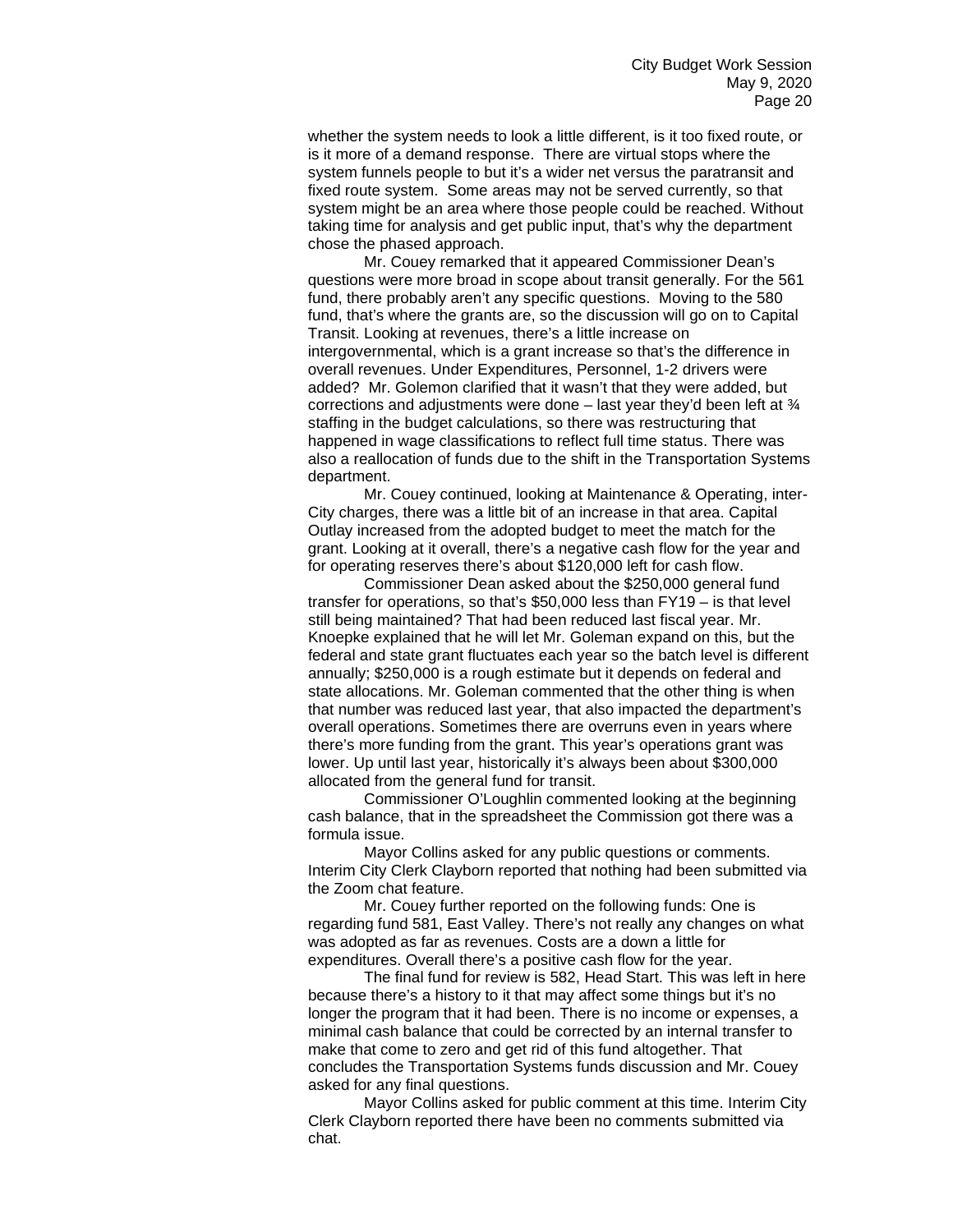whether the system needs to look a little different, is it too fixed route, or is it more of a demand response. There are virtual stops where the system funnels people to but it's a wider net versus the paratransit and fixed route system. Some areas may not be served currently, so that system might be an area where those people could be reached. Without taking time for analysis and get public input, that's why the department chose the phased approach.

Mr. Couey remarked that it appeared Commissioner Dean's questions were more broad in scope about transit generally. For the 561 fund, there probably aren't any specific questions. Moving to the 580 fund, that's where the grants are, so the discussion will go on to Capital Transit. Looking at revenues, there's a little increase on intergovernmental, which is a grant increase so that's the difference in overall revenues. Under Expenditures, Personnel, 1-2 drivers were added? Mr. Golemon clarified that it wasn't that they were added, but corrections and adjustments were done – last year they'd been left at ¾ staffing in the budget calculations, so there was restructuring that happened in wage classifications to reflect full time status. There was also a reallocation of funds due to the shift in the Transportation Systems department.

Mr. Couey continued, looking at Maintenance & Operating, inter-City charges, there was a little bit of an increase in that area. Capital Outlay increased from the adopted budget to meet the match for the grant. Looking at it overall, there's a negative cash flow for the year and for operating reserves there's about $120,000 left for cash flow.

Commissioner Dean asked about the $250,000 general fund transfer for operations, so that's $50,000 less than FY19 – is that level still being maintained? That had been reduced last fiscal year. Mr. Knoepke explained that he will let Mr. Goleman expand on this, but the federal and state grant fluctuates each year so the batch level is different annually; $250,000 is a rough estimate but it depends on federal and state allocations. Mr. Goleman commented that the other thing is when that number was reduced last year, that also impacted the department's overall operations. Sometimes there are overruns even in years where there's more funding from the grant. This year's operations grant was lower. Up until last year, historically it's always been about $300,000 allocated from the general fund for transit.

Commissioner O'Loughlin commented looking at the beginning cash balance, that in the spreadsheet the Commission got there was a formula issue.

Mayor Collins asked for any public questions or comments. Interim City Clerk Clayborn reported that nothing had been submitted via the Zoom chat feature.

Mr. Couey further reported on the following funds: One is regarding fund 581, East Valley. There's not really any changes on what was adopted as far as revenues. Costs are a down a little for expenditures. Overall there's a positive cash flow for the year.

The final fund for review is 582, Head Start. This was left in here because there's a history to it that may affect some things but it's no longer the program that it had been. There is no income or expenses, a minimal cash balance that could be corrected by an internal transfer to make that come to zero and get rid of this fund altogether. That concludes the Transportation Systems funds discussion and Mr. Couey asked for any final questions.

Mayor Collins asked for public comment at this time. Interim City Clerk Clayborn reported there have been no comments submitted via chat.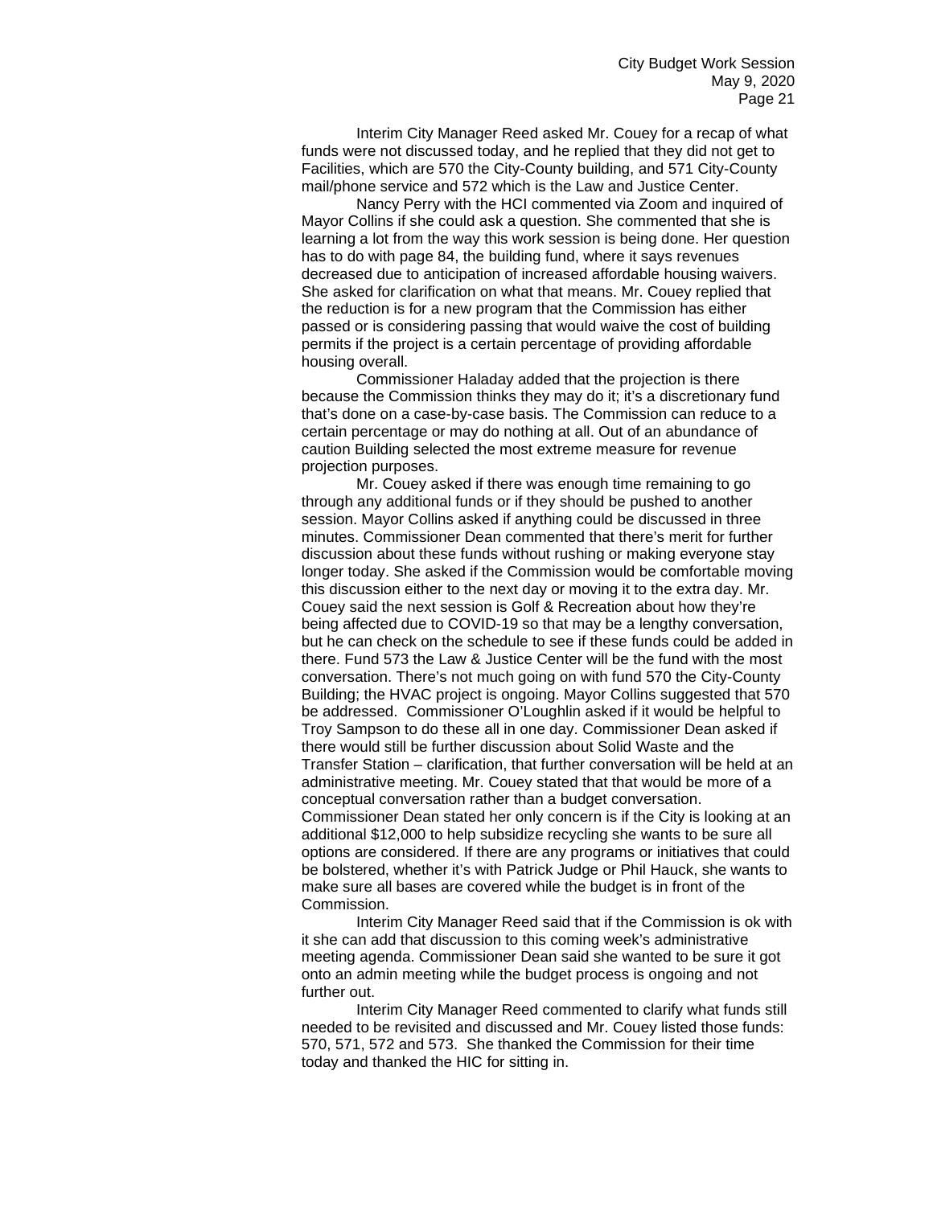Interim City Manager Reed asked Mr. Couey for a recap of what funds were not discussed today, and he replied that they did not get to Facilities, which are 570 the City-County building, and 571 City-County mail/phone service and 572 which is the Law and Justice Center.

Nancy Perry with the HCI commented via Zoom and inquired of Mayor Collins if she could ask a question. She commented that she is learning a lot from the way this work session is being done. Her question has to do with page 84, the building fund, where it says revenues decreased due to anticipation of increased affordable housing waivers. She asked for clarification on what that means. Mr. Couey replied that the reduction is for a new program that the Commission has either passed or is considering passing that would waive the cost of building permits if the project is a certain percentage of providing affordable housing overall.

Commissioner Haladay added that the projection is there because the Commission thinks they may do it; it's a discretionary fund that's done on a case-by-case basis. The Commission can reduce to a certain percentage or may do nothing at all. Out of an abundance of caution Building selected the most extreme measure for revenue projection purposes.

Mr. Couey asked if there was enough time remaining to go through any additional funds or if they should be pushed to another session. Mayor Collins asked if anything could be discussed in three minutes. Commissioner Dean commented that there's merit for further discussion about these funds without rushing or making everyone stay longer today. She asked if the Commission would be comfortable moving this discussion either to the next day or moving it to the extra day. Mr. Couey said the next session is Golf & Recreation about how they're being affected due to COVID-19 so that may be a lengthy conversation, but he can check on the schedule to see if these funds could be added in there. Fund 573 the Law & Justice Center will be the fund with the most conversation. There's not much going on with fund 570 the City-County Building; the HVAC project is ongoing. Mayor Collins suggested that 570 be addressed. Commissioner O'Loughlin asked if it would be helpful to Troy Sampson to do these all in one day. Commissioner Dean asked if there would still be further discussion about Solid Waste and the Transfer Station – clarification, that further conversation will be held at an administrative meeting. Mr. Couey stated that that would be more of a conceptual conversation rather than a budget conversation. Commissioner Dean stated her only concern is if the City is looking at an additional $12,000 to help subsidize recycling she wants to be sure all options are considered. If there are any programs or initiatives that could be bolstered, whether it's with Patrick Judge or Phil Hauck, she wants to make sure all bases are covered while the budget is in front of the Commission.

Interim City Manager Reed said that if the Commission is ok with it she can add that discussion to this coming week's administrative meeting agenda. Commissioner Dean said she wanted to be sure it got onto an admin meeting while the budget process is ongoing and not further out.

Interim City Manager Reed commented to clarify what funds still needed to be revisited and discussed and Mr. Couey listed those funds: 570, 571, 572 and 573. She thanked the Commission for their time today and thanked the HIC for sitting in.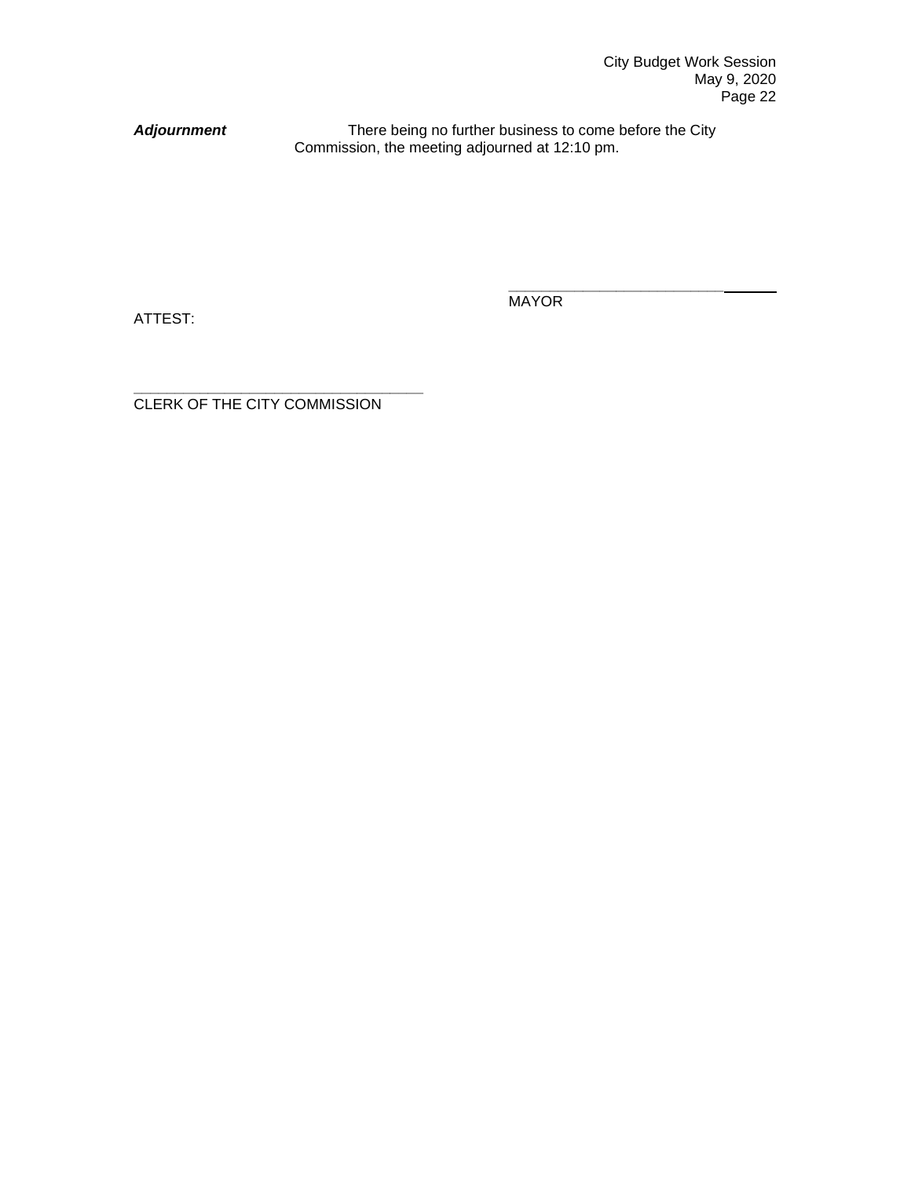***Adjournment*** There being no further business to come before the City Commission, the meeting adjourned at 12:10 pm.

\_\_\_\_\_\_\_\_\_\_\_\_\_\_\_\_\_\_\_\_\_\_\_\_\_\_\_\_\_\_\_\_\_\_

MAYOR

ATTEST:

\_\_\_\_\_\_\_\_\_\_\_\_\_\_\_\_\_\_\_\_\_\_\_\_\_\_\_\_\_\_\_\_\_\_

CLERK OF THE CITY COMMISSION